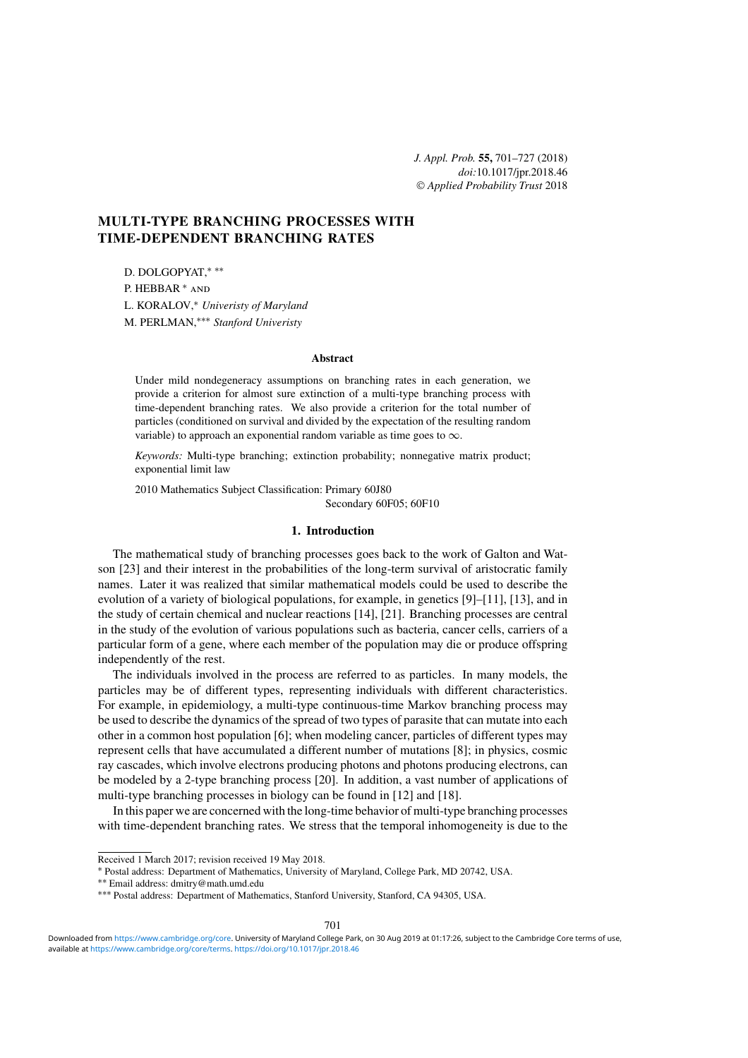# MULTI-TYPE BRANCHING PROCESSES WITH TIME-DEPENDENT BRANCHING RATES

D. DOLGOPYAT,[*] [**]
P. HEBBAR [*] AND
L. KORALOV,[*] *Univeristy of Maryland*
M. PERLMAN,[***] *Stanford Univeristy*

### Abstract

Under mild nondegeneracy assumptions on branching rates in each generation, we provide a criterion for almost sure extinction of a multi-type branching process with time-dependent branching rates. We also provide a criterion for the total number of particles (conditioned on survival and divided by the expectation of the resulting random variable) to approach an exponential random variable as time goes to $\infty$.

*Keywords:* Multi-type branching; extinction probability; nonnegative matrix product; exponential limit law

2010 Mathematics Subject Classification: Primary 60J80
Secondary 60F05; 60F10

## 1. Introduction

The mathematical study of branching processes goes back to the work of Galton and Watson [23] and their interest in the probabilities of the long-term survival of aristocratic family names. Later it was realized that similar mathematical models could be used to describe the evolution of a variety of biological populations, for example, in genetics [9]–[11], [13], and in the study of certain chemical and nuclear reactions [14], [21]. Branching processes are central in the study of the evolution of various populations such as bacteria, cancer cells, carriers of a particular form of a gene, where each member of the population may die or produce offspring independently of the rest.

The individuals involved in the process are referred to as particles. In many models, the particles may be of different types, representing individuals with different characteristics. For example, in epidemiology, a multi-type continuous-time Markov branching process may be used to describe the dynamics of the spread of two types of parasite that can mutate into each other in a common host population [6]; when modeling cancer, particles of different types may represent cells that have accumulated a different number of mutations [8]; in physics, cosmic ray cascades, which involve electrons producing photons and photons producing electrons, can be modeled by a 2-type branching process [20]. In addition, a vast number of applications of multi-type branching processes in biology can be found in [12] and [18].

In this paper we are concerned with the long-time behavior of multi-type branching processes with time-dependent branching rates. We stress that the temporal inhomogeneity is due to the

---

Received 1 March 2017; revision received 19 May 2018.

[*] Postal address: Department of Mathematics, University of Maryland, College Park, MD 20742, USA.

[**] Email address: dmitry@math.umd.edu

[***] Postal address: Department of Mathematics, Stanford University, Stanford, CA 94305, USA.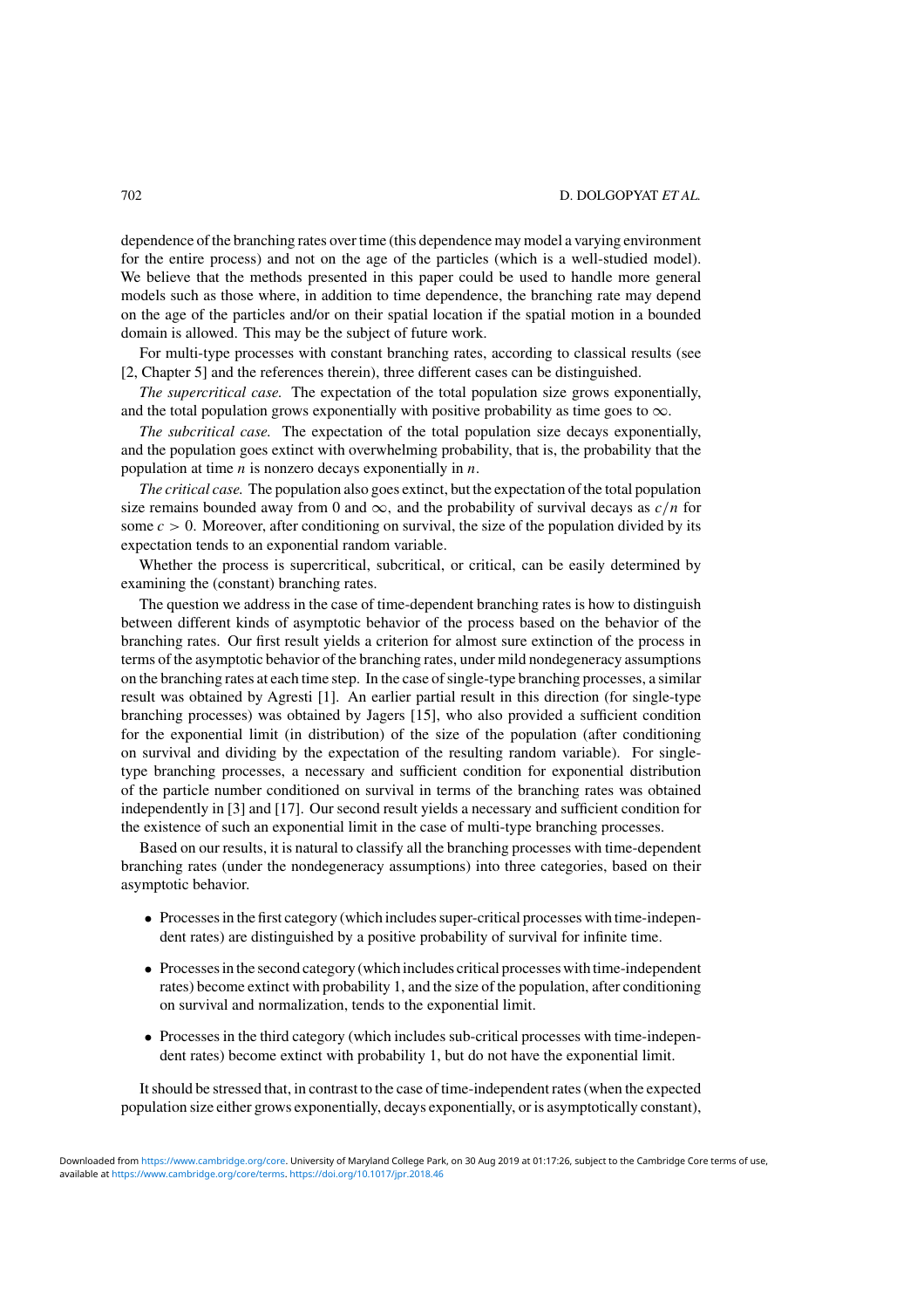dependence of the branching rates over time (this dependence may model a varying environment for the entire process) and not on the age of the particles (which is a well-studied model). We believe that the methods presented in this paper could be used to handle more general models such as those where, in addition to time dependence, the branching rate may depend on the age of the particles and/or on their spatial location if the spatial motion in a bounded domain is allowed. This may be the subject of future work.

For multi-type processes with constant branching rates, according to classical results (see [2, Chapter 5] and the references therein), three different cases can be distinguished.

*The supercritical case.* The expectation of the total population size grows exponentially, and the total population grows exponentially with positive probability as time goes to $\infty$.

*The subcritical case.* The expectation of the total population size decays exponentially, and the population goes extinct with overwhelming probability, that is, the probability that the population at time $n$ is nonzero decays exponentially in $n$.

*The critical case.* The population also goes extinct, but the expectation of the total population size remains bounded away from 0 and $\infty$, and the probability of survival decays as $c/n$ for some $c > 0$. Moreover, after conditioning on survival, the size of the population divided by its expectation tends to an exponential random variable.

Whether the process is supercritical, subcritical, or critical, can be easily determined by examining the (constant) branching rates.

The question we address in the case of time-dependent branching rates is how to distinguish between different kinds of asymptotic behavior of the process based on the behavior of the branching rates. Our first result yields a criterion for almost sure extinction of the process in terms of the asymptotic behavior of the branching rates, under mild nondegeneracy assumptions on the branching rates at each time step. In the case of single-type branching processes, a similar result was obtained by Agresti [1]. An earlier partial result in this direction (for single-type branching processes) was obtained by Jagers [15], who also provided a sufficient condition for the exponential limit (in distribution) of the size of the population (after conditioning on survival and dividing by the expectation of the resulting random variable). For single-type branching processes, a necessary and sufficient condition for exponential distribution of the particle number conditioned on survival in terms of the branching rates was obtained independently in [3] and [17]. Our second result yields a necessary and sufficient condition for the existence of such an exponential limit in the case of multi-type branching processes.

Based on our results, it is natural to classify all the branching processes with time-dependent branching rates (under the nondegeneracy assumptions) into three categories, based on their asymptotic behavior.

- Processes in the first category (which includes super-critical processes with time-independent rates) are distinguished by a positive probability of survival for infinite time.
- Processes in the second category (which includes critical processes with time-independent rates) become extinct with probability 1, and the size of the population, after conditioning on survival and normalization, tends to the exponential limit.
- Processes in the third category (which includes sub-critical processes with time-independent rates) become extinct with probability 1, but do not have the exponential limit.

It should be stressed that, in contrast to the case of time-independent rates (when the expected population size either grows exponentially, decays exponentially, or is asymptotically constant),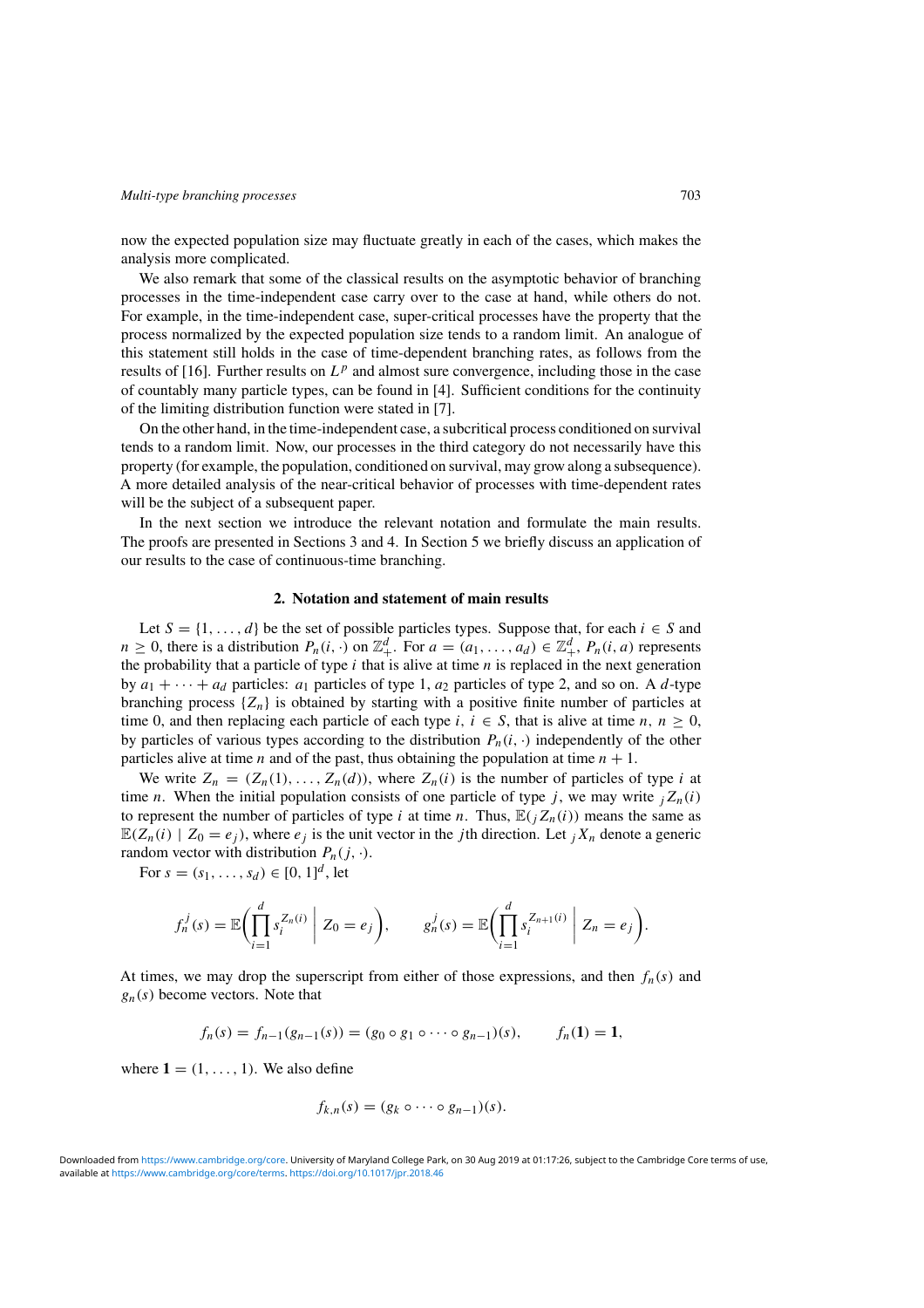now the expected population size may fluctuate greatly in each of the cases, which makes the analysis more complicated.

We also remark that some of the classical results on the asymptotic behavior of branching processes in the time-independent case carry over to the case at hand, while others do not. For example, in the time-independent case, super-critical processes have the property that the process normalized by the expected population size tends to a random limit. An analogue of this statement still holds in the case of time-dependent branching rates, as follows from the results of [16]. Further results on $L^p$ and almost sure convergence, including those in the case of countably many particle types, can be found in [4]. Sufficient conditions for the continuity of the limiting distribution function were stated in [7].

On the other hand, in the time-independent case, a subcritical process conditioned on survival tends to a random limit. Now, our processes in the third category do not necessarily have this property (for example, the population, conditioned on survival, may grow along a subsequence). A more detailed analysis of the near-critical behavior of processes with time-dependent rates will be the subject of a subsequent paper.

In the next section we introduce the relevant notation and formulate the main results. The proofs are presented in Sections 3 and 4. In Section 5 we briefly discuss an application of our results to the case of continuous-time branching.

## 2. Notation and statement of main results

Let $S = \{1, \ldots, d\}$ be the set of possible particles types. Suppose that, for each $i \in S$ and $n \geq 0$, there is a distribution $P_n(i, \cdot)$ on $\mathbb{Z}_+^d$. For $a = (a_1, \ldots, a_d) \in \mathbb{Z}_+^d$, $P_n(i, a)$ represents the probability that a particle of type $i$ that is alive at time $n$ is replaced in the next generation by $a_1 + \cdots + a_d$ particles: $a_1$ particles of type 1, $a_2$ particles of type 2, and so on. A $d$-type branching process $\{Z_n\}$ is obtained by starting with a positive finite number of particles at time 0, and then replacing each particle of each type $i$, $i \in S$, that is alive at time $n$, $n \geq 0$, by particles of various types according to the distribution $P_n(i, \cdot)$ independently of the other particles alive at time $n$ and of the past, thus obtaining the population at time $n + 1$.

We write $Z_n = (Z_n(1), \ldots, Z_n(d))$, where $Z_n(i)$ is the number of particles of type $i$ at time $n$. When the initial population consists of one particle of type $j$, we may write ${}_jZ_n(i)$ to represent the number of particles of type $i$ at time $n$. Thus, $\mathbb{E}({}_jZ_n(i))$ means the same as $\mathbb{E}(Z_n(i) \mid Z_0 = e_j)$, where $e_j$ is the unit vector in the $j$th direction. Let ${}_jX_n$ denote a generic random vector with distribution $P_n(j, \cdot)$.

For $s = (s_1, \ldots, s_d) \in [0, 1]^d$, let

$$f_n^j(s) = \mathbb{E}\bigg(\prod_{i=1}^d s_i^{Z_n(i)} \;\bigg|\; Z_0 = e_j\bigg), \qquad g_n^j(s) = \mathbb{E}\bigg(\prod_{i=1}^d s_i^{Z_{n+1}(i)} \;\bigg|\; Z_n = e_j\bigg).$$

At times, we may drop the superscript from either of those expressions, and then $f_n(s)$ and $g_n(s)$ become vectors. Note that

$$f_n(s) = f_{n-1}(g_{n-1}(s)) = (g_0 \circ g_1 \circ \cdots \circ g_{n-1})(s), \qquad f_n(\mathbf{1}) = \mathbf{1},$$

where $\mathbf{1} = (1, \ldots, 1)$. We also define

$$f_{k,n}(s) = (g_k \circ \cdots \circ g_{n-1})(s).$$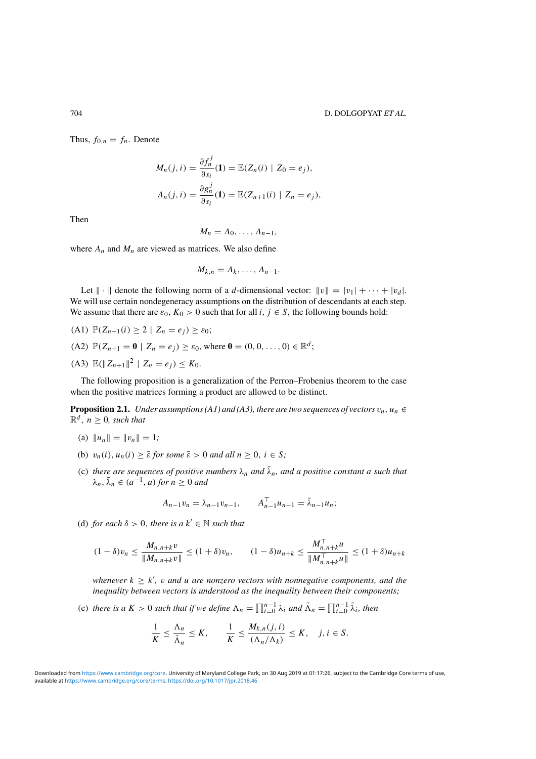Thus, $f_{0,n} = f_n$. Denote

$$M_n(j, i) = \frac{\partial f_n^j}{\partial s_i}(\mathbf{1}) = \mathbb{E}(Z_n(i) \mid Z_0 = e_j),$$

$$A_n(j, i) = \frac{\partial g_n^j}{\partial s_i}(\mathbf{1}) = \mathbb{E}(Z_{n+1}(i) \mid Z_n = e_j),$$

Then

$$M_n = A_0, \ldots, A_{n-1},$$

where $A_n$ and $M_n$ are viewed as matrices. We also define

$$M_{k,n} = A_k, \ldots, A_{n-1}.$$

Let $\| \cdot \|$ denote the following norm of a $d$-dimensional vector: $\|v\| = |v_1| + \cdots + |v_d|$. We will use certain nondegeneracy assumptions on the distribution of descendants at each step. We assume that there are $\varepsilon_0$, $K_0 > 0$ such that for all $i$, $j \in S$, the following bounds hold:

(A1) $\mathbb{P}(Z_{n+1}(i) \geq 2 \mid Z_n = e_j) \geq \varepsilon_0$;

(A2) $\mathbb{P}(Z_{n+1} = \mathbf{0} \mid Z_n = e_j) \geq \varepsilon_0$, where $\mathbf{0} = (0, 0, \ldots, 0) \in \mathbb{R}^d$;

(A3) $\mathbb{E}(\|Z_{n+1}\|^2 \mid Z_n = e_j) \leq K_0$.

The following proposition is a generalization of the Perron–Frobenius theorem to the case when the positive matrices forming a product are allowed to be distinct.

**Proposition 2.1.** *Under assumptions (A1) and (A3), there are two sequences of vectors $v_n, u_n \in \mathbb{R}^d$, $n \geq 0$, such that*

(a) $\|u_n\| = \|v_n\| = 1$;

(b) $v_n(i), u_n(i) \geq \bar{\varepsilon}$ *for some* $\bar{\varepsilon} > 0$ *and all* $n \geq 0$, $i \in S$;

(c) *there are sequences of positive numbers $\lambda_n$ and $\tilde{\lambda}_n$, and a positive constant $a$ such that $\lambda_n, \tilde{\lambda}_n \in (a^{-1}, a)$ for $n \geq 0$ and*

$$A_{n-1} v_n = \lambda_{n-1} v_{n-1}, \qquad A_{n-1}^\top u_{n-1} = \tilde{\lambda}_{n-1} u_n;$$

(d) *for each $\delta > 0$, there is a $k' \in \mathbb{N}$ such that*

$$(1-\delta) v_n \leq \frac{M_{n,n+k} v}{\|M_{n,n+k} v\|} \leq (1+\delta) v_n, \qquad (1-\delta) u_{n+k} \leq \frac{M_{n,n+k}^\top u}{\|M_{n,n+k}^\top u\|} \leq (1+\delta) u_{n+k}$$

*whenever $k \geq k'$, $v$ and $u$ are nonzero vectors with nonnegative components, and the inequality between vectors is understood as the inequality between their components;*

(e) *there is a $K > 0$ such that if we define $\Lambda_n = \prod_{i=0}^{n-1} \lambda_i$ and $\tilde{\Lambda}_n = \prod_{i=0}^{n-1} \tilde{\lambda}_i$, then*

$$\frac{1}{K} \leq \frac{\Lambda_n}{\tilde{\Lambda}_n} \leq K, \qquad \frac{1}{K} \leq \frac{M_{k,n}(j, i)}{(\Lambda_n / \Lambda_k)} \leq K, \quad j, i \in S.$$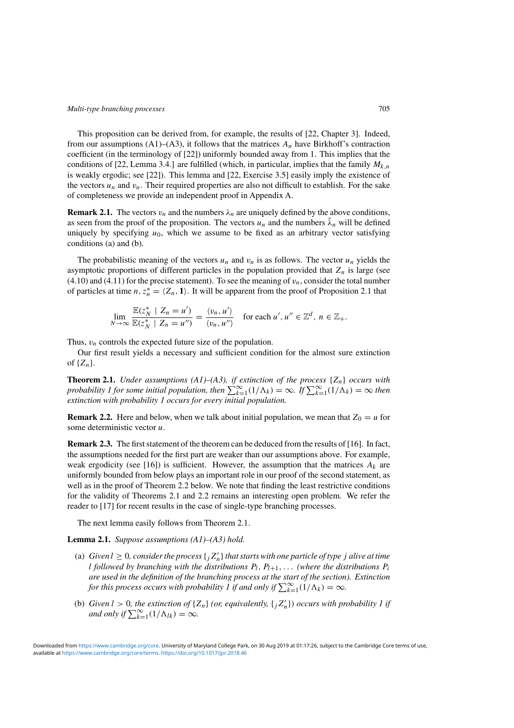This proposition can be derived from, for example, the results of [22, Chapter 3]. Indeed, from our assumptions (A1)–(A3), it follows that the matrices $A_n$ have Birkhoff's contraction coefficient (in the terminology of [22]) uniformly bounded away from 1. This implies that the conditions of [22, Lemma 3.4.] are fulfilled (which, in particular, implies that the family $M_{k,n}$ is weakly ergodic; see [22]). This lemma and [22, Exercise 3.5] easily imply the existence of the vectors $u_n$ and $v_n$. Their required properties are also not difficult to establish. For the sake of completeness we provide an independent proof in Appendix A.

**Remark 2.1.** The vectors $v_n$ and the numbers $\lambda_n$ are uniquely defined by the above conditions, as seen from the proof of the proposition. The vectors $u_n$ and the numbers $\tilde{\lambda}_n$ will be defined uniquely by specifying $u_0$, which we assume to be fixed as an arbitrary vector satisfying conditions (a) and (b).

The probabilistic meaning of the vectors $u_n$ and $v_n$ is as follows. The vector $u_n$ yields the asymptotic proportions of different particles in the population provided that $Z_n$ is large (see (4.10) and (4.11) for the precise statement). To see the meaning of $v_n$, consider the total number of particles at time $n$, $z_n^* = \langle Z_n, \mathbf{1}\rangle$. It will be apparent from the proof of Proposition 2.1 that

$$\lim_{N\to\infty} \frac{\mathbb{E}(z_N^* \mid Z_n = u')}{\mathbb{E}(z_N^* \mid Z_n = u'')} = \frac{\langle v_n, u'\rangle}{\langle v_n, u''\rangle} \quad \text{for each } u', u'' \in \mathbb{Z}^d,\ n \in \mathbb{Z}_+.$$

Thus, $v_n$ controls the expected future size of the population.

Our first result yields a necessary and sufficient condition for the almost sure extinction of $\{Z_n\}$.

**Theorem 2.1.** *Under assumptions (A1)–(A3), if extinction of the process $\{Z_n\}$ occurs with probability 1 for some initial population, then $\sum_{k=1}^{\infty}(1/\Lambda_k) = \infty$. If $\sum_{k=1}^{\infty}(1/\Lambda_k) = \infty$ then extinction with probability 1 occurs for every initial population.*

**Remark 2.2.** Here and below, when we talk about initial population, we mean that $Z_0 = u$ for some deterministic vector $u$.

**Remark 2.3.** The first statement of the theorem can be deduced from the results of [16]. In fact, the assumptions needed for the first part are weaker than our assumptions above. For example, weak ergodicity (see [16]) is sufficient. However, the assumption that the matrices $A_k$ are uniformly bounded from below plays an important role in our proof of the second statement, as well as in the proof of Theorem 2.2 below. We note that finding the least restrictive conditions for the validity of Theorems 2.1 and 2.2 remains an interesting open problem. We refer the reader to [17] for recent results in the case of single-type branching processes.

The next lemma easily follows from Theorem 2.1.

**Lemma 2.1.** *Suppose assumptions (A1)–(A3) hold.*

- (a) *Given $l \geq 0$, consider the process $\{{}_jZ_n'\}$ that starts with one particle of type $j$ alive at time $l$ followed by branching with the distributions $P_l, P_{l+1}, \ldots$ (where the distributions $P_i$ are used in the definition of the branching process at the start of the section). Extinction for this process occurs with probability 1 if and only if $\sum_{k=1}^{\infty}(1/\Lambda_k) = \infty$.*
- (b) *Given $l > 0$, the extinction of $\{Z_n\}$ (or, equivalently, $\{{}_jZ_n'\}$) occurs with probability 1 if and only if $\sum_{k=1}^{\infty}(1/\Lambda_{lk}) = \infty$.*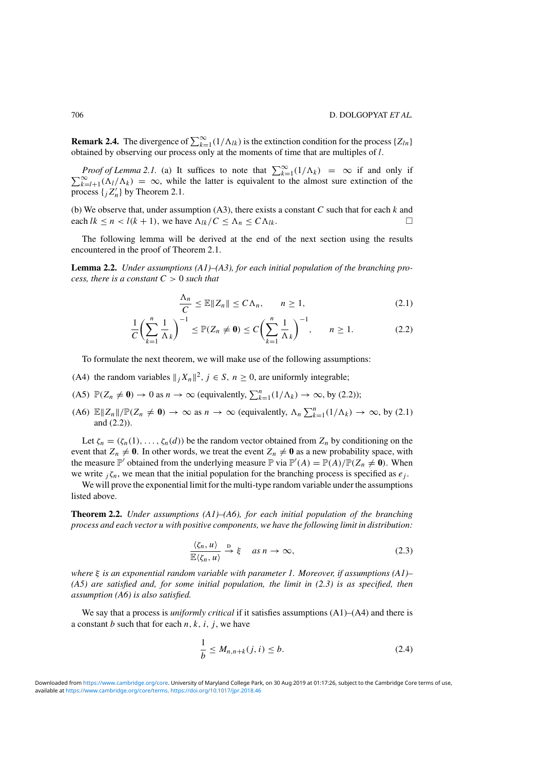**Remark 2.4.** The divergence of $\sum_{k=1}^{\infty}(1/\Lambda_{lk})$ is the extinction condition for the process $\{Z_{ln}\}$ obtained by observing our process only at the moments of time that are multiples of $l$.

*Proof of Lemma 2.1.* (a) It suffices to note that $\sum_{k=1}^{\infty}(1/\Lambda_k) = \infty$ if and only if $\sum_{k=l+1}^{\infty}(\Lambda_l/\Lambda_k) = \infty$, while the latter is equivalent to the almost sure extinction of the process $\{{}_jZ'_n\}$ by Theorem 2.1.

(b) We observe that, under assumption (A3), there exists a constant $C$ such that for each $k$ and each $lk \le n < l(k+1)$, we have $\Lambda_{lk}/C \le \Lambda_n \le C\Lambda_{lk}$. □

The following lemma will be derived at the end of the next section using the results encountered in the proof of Theorem 2.1.

**Lemma 2.2.** *Under assumptions (A1)–(A3), for each initial population of the branching process, there is a constant $C > 0$ such that*

$$\frac{\Lambda_n}{C} \le \mathbb{E}\|Z_n\| \le C\Lambda_n, \qquad n \ge 1, \tag{2.1}$$

$$\frac{1}{C}\Bigg(\sum_{k=1}^{n}\frac{1}{\Lambda_k}\Bigg)^{-1} \le \mathbb{P}(Z_n \ne \mathbf{0}) \le C\Bigg(\sum_{k=1}^{n}\frac{1}{\Lambda_k}\Bigg)^{-1}, \qquad n \ge 1. \tag{2.2}$$

To formulate the next theorem, we will make use of the following assumptions:

(A4) the random variables $\|{}_jX_n\|^2$, $j \in S$, $n \ge 0$, are uniformly integrable;

(A5) $\mathbb{P}(Z_n \ne \mathbf{0}) \to 0$ as $n \to \infty$ (equivalently, $\sum_{k=1}^{n}(1/\Lambda_k) \to \infty$, by (2.2));

(A6) $\mathbb{E}\|Z_n\|/\mathbb{P}(Z_n \ne \mathbf{0}) \to \infty$ as $n \to \infty$ (equivalently, $\Lambda_n \sum_{k=1}^{n}(1/\Lambda_k) \to \infty$, by (2.1) and (2.2)).

Let $\zeta_n = (\zeta_n(1), \dots, \zeta_n(d))$ be the random vector obtained from $Z_n$ by conditioning on the event that $Z_n \ne \mathbf{0}$. In other words, we treat the event $Z_n \ne \mathbf{0}$ as a new probability space, with the measure $\mathbb{P}'$ obtained from the underlying measure $\mathbb{P}$ via $\mathbb{P}'(A) = \mathbb{P}(A)/\mathbb{P}(Z_n \ne \mathbf{0})$. When we write ${}_j\zeta_n$, we mean that the initial population for the branching process is specified as $e_j$.

We will prove the exponential limit for the multi-type random variable under the assumptions listed above.

**Theorem 2.2.** *Under assumptions (A1)–(A6), for each initial population of the branching process and each vector $u$ with positive components, we have the following limit in distribution:*

$$\frac{\langle \zeta_n, u\rangle}{\mathbb{E}\langle \zeta_n, u\rangle} \xrightarrow{\text{D}} \xi \quad \textit{as } n \to \infty, \tag{2.3}$$

*where $\xi$ is an exponential random variable with parameter 1. Moreover, if assumptions (A1)–(A5) are satisfied and, for some initial population, the limit in (2.3) is as specified, then assumption (A6) is also satisfied.*

We say that a process is *uniformly critical* if it satisfies assumptions (A1)–(A4) and there is a constant $b$ such that for each $n, k, i, j$, we have

$$\frac{1}{b} \le M_{n,n+k}(j,i) \le b. \tag{2.4}$$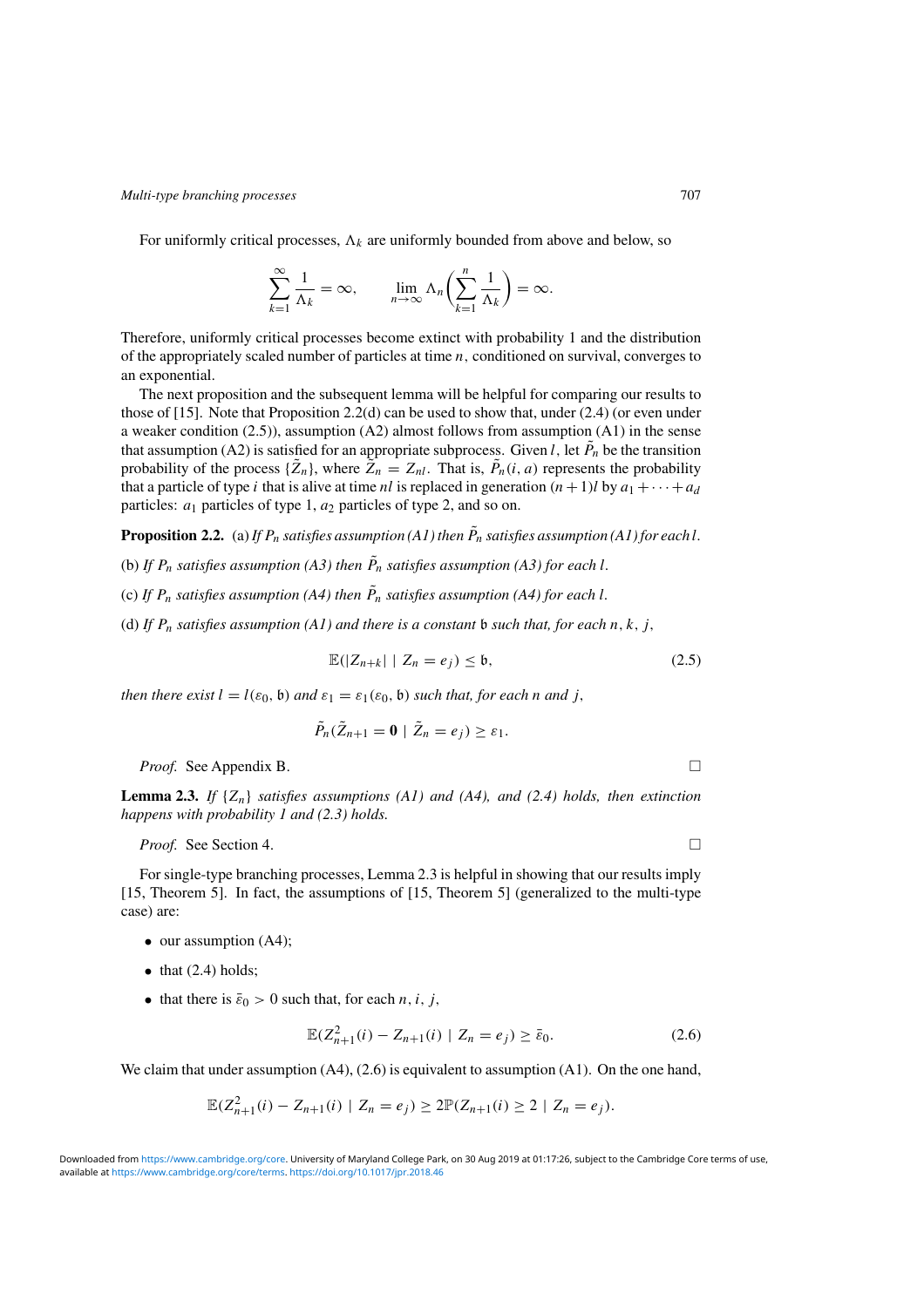For uniformly critical processes, $\Lambda_k$ are uniformly bounded from above and below, so

$$\sum_{k=1}^{\infty} \frac{1}{\Lambda_k} = \infty, \qquad \lim_{n\to\infty} \Lambda_n \bigg( \sum_{k=1}^{n} \frac{1}{\Lambda_k} \bigg) = \infty.$$

Therefore, uniformly critical processes become extinct with probability 1 and the distribution of the appropriately scaled number of particles at time $n$, conditioned on survival, converges to an exponential.

The next proposition and the subsequent lemma will be helpful for comparing our results to those of [15]. Note that Proposition 2.2(d) can be used to show that, under (2.4) (or even under a weaker condition (2.5)), assumption (A2) almost follows from assumption (A1) in the sense that assumption (A2) is satisfied for an appropriate subprocess. Given $l$, let $\tilde{P}_n$ be the transition probability of the process $\{\tilde{Z}_n\}$, where $\tilde{Z}_n = Z_{nl}$. That is, $\tilde{P}_n(i, a)$ represents the probability that a particle of type $i$ that is alive at time $nl$ is replaced in generation $(n+1)l$ by $a_1 + \cdots + a_d$ particles: $a_1$ particles of type 1, $a_2$ particles of type 2, and so on.

**Proposition 2.2.** (a) *If $P_n$ satisfies assumption (A1) then $\tilde{P}_n$ satisfies assumption (A1) for each $l$.*

(b) *If $P_n$ satisfies assumption (A3) then $\tilde{P}_n$ satisfies assumption (A3) for each $l$.*

(c) *If $P_n$ satisfies assumption (A4) then $\tilde{P}_n$ satisfies assumption (A4) for each $l$.*

(d) *If $P_n$ satisfies assumption (A1) and there is a constant $\mathfrak{b}$ such that, for each $n$, $k$, $j$,*

$$\mathbb{E}(|Z_{n+k}| \mid Z_n = e_j) \leq \mathfrak{b}, \tag{2.5}$$

*then there exist $l = l(\varepsilon_0, \mathfrak{b})$ and $\varepsilon_1 = \varepsilon_1(\varepsilon_0, \mathfrak{b})$ such that, for each $n$ and $j$,*

$$\tilde{P}_n(\tilde{Z}_{n+1} = \mathbf{0} \mid \tilde{Z}_n = e_j) \geq \varepsilon_1.$$

*Proof.* See Appendix B. □

**Lemma 2.3.** *If $\{Z_n\}$ satisfies assumptions (A1) and (A4), and (2.4) holds, then extinction happens with probability 1 and (2.3) holds.*

*Proof.* See Section 4. □

For single-type branching processes, Lemma 2.3 is helpful in showing that our results imply [15, Theorem 5]. In fact, the assumptions of [15, Theorem 5] (generalized to the multi-type case) are:

- our assumption (A4);
- that (2.4) holds;
- that there is $\bar{\varepsilon}_0 > 0$ such that, for each $n$, $i$, $j$,

$$\mathbb{E}(Z_{n+1}^2(i) - Z_{n+1}(i) \mid Z_n = e_j) \geq \bar{\varepsilon}_0. \tag{2.6}$$

We claim that under assumption (A4), (2.6) is equivalent to assumption (A1). On the one hand,

$$\mathbb{E}(Z_{n+1}^2(i) - Z_{n+1}(i) \mid Z_n = e_j) \geq 2\mathbb{P}(Z_{n+1}(i) \geq 2 \mid Z_n = e_j).$$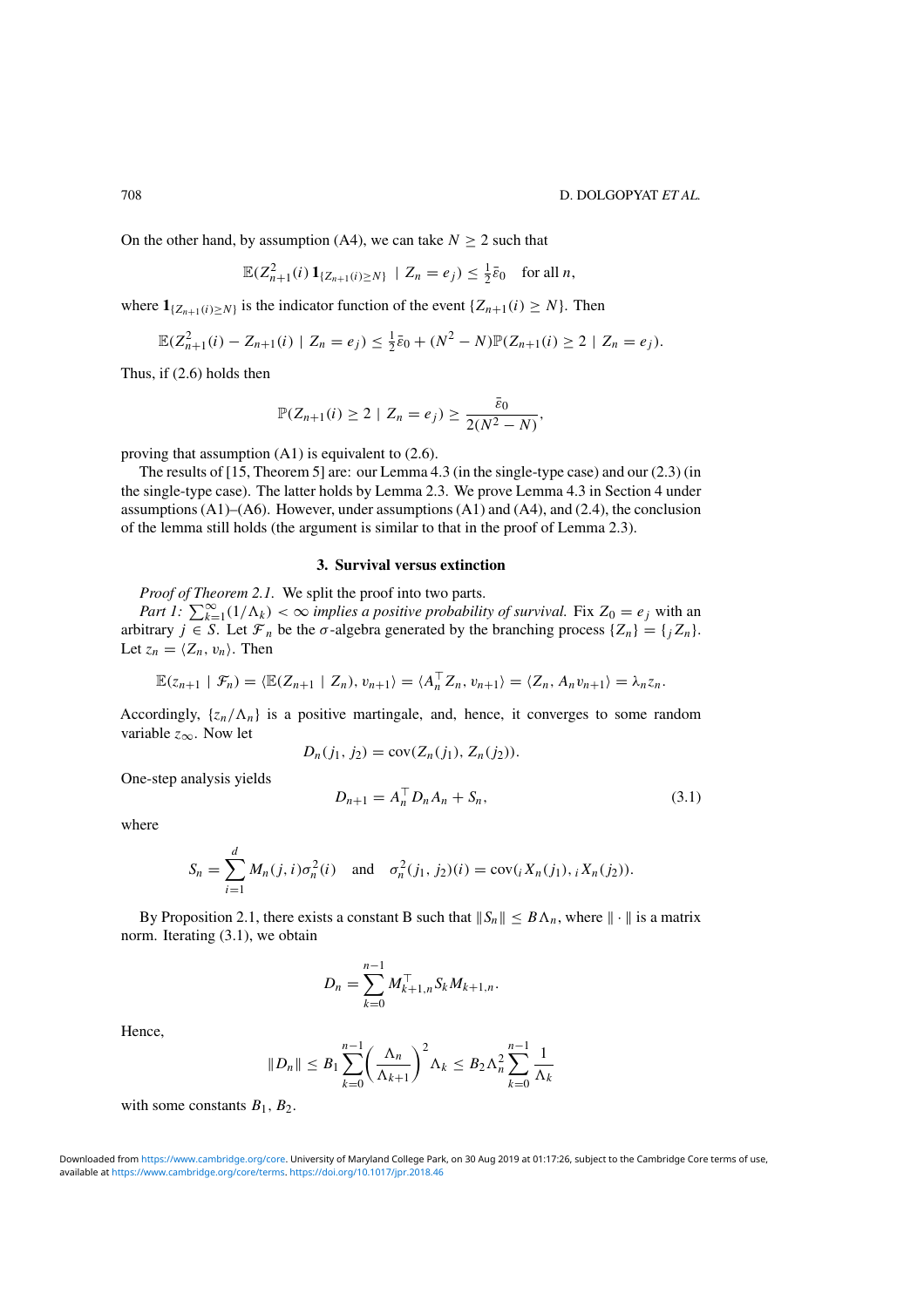On the other hand, by assumption (A4), we can take $N \geq 2$ such that

$$\mathbb{E}(Z_{n+1}^2(i)\, \mathbf{1}_{\{Z_{n+1}(i) \geq N\}} \mid Z_n = e_j) \leq \tfrac{1}{2}\bar{\varepsilon}_0 \quad \text{for all } n,$$

where $\mathbf{1}_{\{Z_{n+1}(i) \geq N\}}$ is the indicator function of the event $\{Z_{n+1}(i) \geq N\}$. Then

$$\mathbb{E}(Z_{n+1}^2(i) - Z_{n+1}(i) \mid Z_n = e_j) \leq \tfrac{1}{2}\bar{\varepsilon}_0 + (N^2 - N)\mathbb{P}(Z_{n+1}(i) \geq 2 \mid Z_n = e_j).$$

Thus, if (2.6) holds then

$$\mathbb{P}(Z_{n+1}(i) \geq 2 \mid Z_n = e_j) \geq \frac{\bar{\varepsilon}_0}{2(N^2 - N)},$$

proving that assumption (A1) is equivalent to (2.6).

The results of [15, Theorem 5] are: our Lemma 4.3 (in the single-type case) and our (2.3) (in the single-type case). The latter holds by Lemma 2.3. We prove Lemma 4.3 in Section 4 under assumptions (A1)–(A6). However, under assumptions (A1) and (A4), and (2.4), the conclusion of the lemma still holds (the argument is similar to that in the proof of Lemma 2.3).

## 3. Survival versus extinction

*Proof of Theorem 2.1.* We split the proof into two parts.

*Part 1:* $\sum_{k=1}^{\infty}(1/\Lambda_k) < \infty$ *implies a positive probability of survival.* Fix $Z_0 = e_j$ with an arbitrary $j \in S$. Let $\mathcal{F}_n$ be the $\sigma$-algebra generated by the branching process $\{Z_n\} = \{{}_jZ_n\}$. Let $z_n = \langle Z_n, v_n \rangle$. Then

$$\mathbb{E}(z_{n+1} \mid \mathcal{F}_n) = \langle \mathbb{E}(Z_{n+1} \mid Z_n), v_{n+1} \rangle = \langle A_n^\top Z_n, v_{n+1} \rangle = \langle Z_n, A_n v_{n+1} \rangle = \lambda_n z_n.$$

Accordingly, $\{z_n/\Lambda_n\}$ is a positive martingale, and, hence, it converges to some random variable $z_\infty$. Now let

$$D_n(j_1, j_2) = \operatorname{cov}(Z_n(j_1), Z_n(j_2)).$$

One-step analysis yields

$$D_{n+1} = A_n^\top D_n A_n + S_n, \tag{3.1}$$

where

$$S_n = \sum_{i=1}^{d} M_n(j, i)\sigma_n^2(i) \quad \text{and} \quad \sigma_n^2(j_1, j_2)(i) = \operatorname{cov}({}_iX_n(j_1), {}_iX_n(j_2)).$$

By Proposition 2.1, there exists a constant B such that $\|S_n\| \leq B\Lambda_n$, where $\|\cdot\|$ is a matrix norm. Iterating (3.1), we obtain

$$D_n = \sum_{k=0}^{n-1} M_{k+1,n}^\top S_k M_{k+1,n}.$$

Hence,

$$\|D_n\| \leq B_1 \sum_{k=0}^{n-1} \left(\frac{\Lambda_n}{\Lambda_{k+1}}\right)^2 \Lambda_k \leq B_2 \Lambda_n^2 \sum_{k=0}^{n-1} \frac{1}{\Lambda_k}$$

with some constants $B_1, B_2$.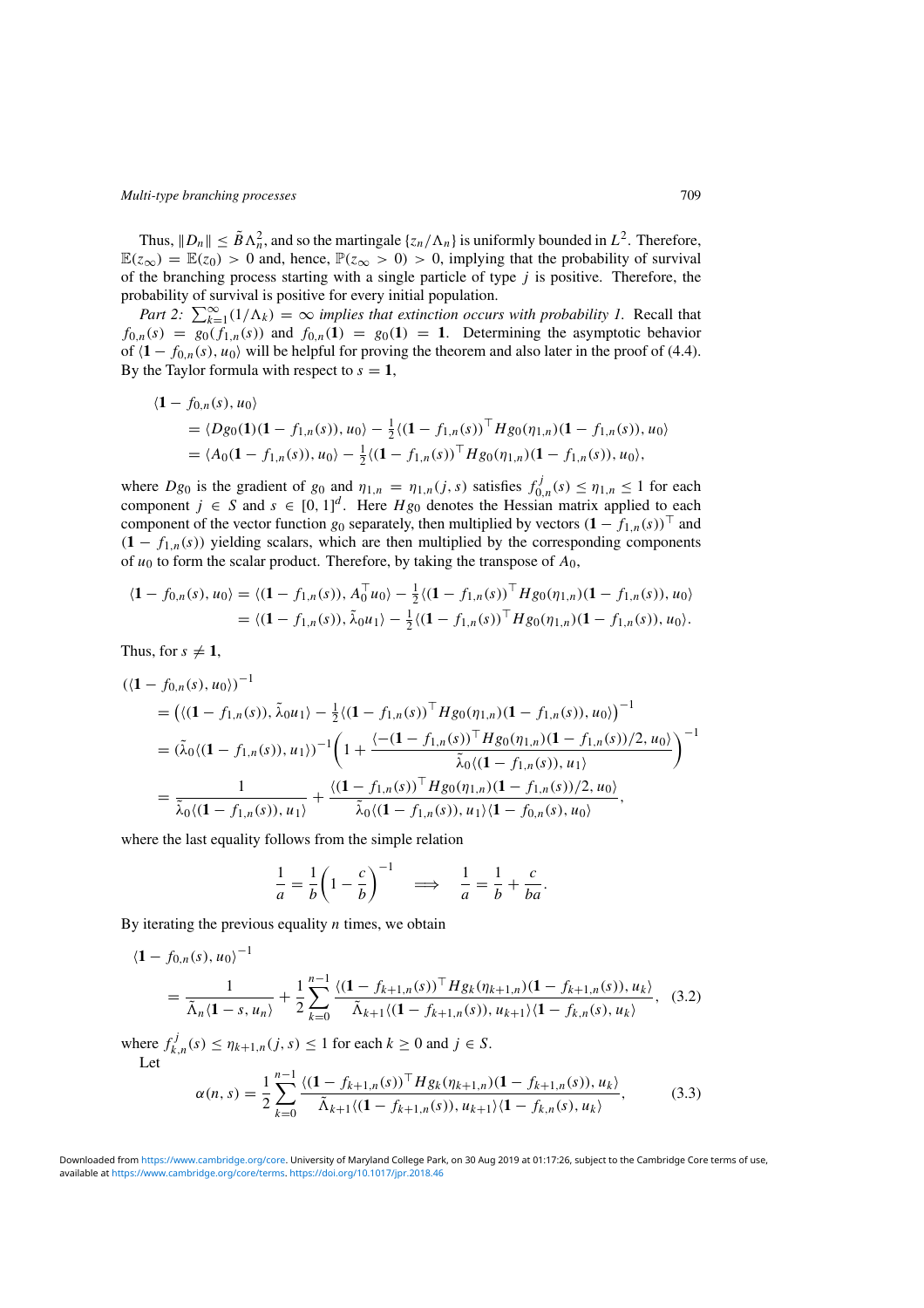Thus, $\|D_n\| \le \tilde{B}\Lambda_n^2$, and so the martingale $\{z_n/\Lambda_n\}$ is uniformly bounded in $L^2$. Therefore, $\mathbb{E}(z_\infty) = \mathbb{E}(z_0) > 0$ and, hence, $\mathbb{P}(z_\infty > 0) > 0$, implying that the probability of survival of the branching process starting with a single particle of type $j$ is positive. Therefore, the probability of survival is positive for every initial population.

*Part 2: $\sum_{k=1}^{\infty}(1/\Lambda_k) = \infty$ implies that extinction occurs with probability 1.* Recall that $f_{0,n}(s) = g_0(f_{1,n}(s))$ and $f_{0,n}(\mathbf{1}) = g_0(\mathbf{1}) = \mathbf{1}$. Determining the asymptotic behavior of $\langle \mathbf{1} - f_{0,n}(s), u_0\rangle$ will be helpful for proving the theorem and also later in the proof of (4.4). By the Taylor formula with respect to $s = \mathbf{1}$,

$$
\begin{aligned}
&\langle \mathbf{1} - f_{0,n}(s), u_0\rangle \\
&\quad = \langle Dg_0(\mathbf{1})(\mathbf{1} - f_{1,n}(s)), u_0\rangle - \tfrac{1}{2}\langle (\mathbf{1} - f_{1,n}(s))^\top Hg_0(\eta_{1,n})(\mathbf{1} - f_{1,n}(s)), u_0\rangle \\
&\quad = \langle A_0(\mathbf{1} - f_{1,n}(s)), u_0\rangle - \tfrac{1}{2}\langle (\mathbf{1} - f_{1,n}(s))^\top Hg_0(\eta_{1,n})(\mathbf{1} - f_{1,n}(s)), u_0\rangle,
\end{aligned}
$$

where $Dg_0$ is the gradient of $g_0$ and $\eta_{1,n} = \eta_{1,n}(j, s)$ satisfies $f_{0,n}^j(s) \le \eta_{1,n} \le 1$ for each component $j \in S$ and $s \in [0,1]^d$. Here $Hg_0$ denotes the Hessian matrix applied to each component of the vector function $g_0$ separately, then multiplied by vectors $(\mathbf{1} - f_{1,n}(s))^\top$ and $(\mathbf{1} - f_{1,n}(s))$ yielding scalars, which are then multiplied by the corresponding components of $u_0$ to form the scalar product. Therefore, by taking the transpose of $A_0$,

$$
\begin{aligned}
\langle \mathbf{1} - f_{0,n}(s), u_0\rangle &= \langle (\mathbf{1} - f_{1,n}(s)), A_0^\top u_0\rangle - \tfrac{1}{2}\langle (\mathbf{1} - f_{1,n}(s))^\top Hg_0(\eta_{1,n})(\mathbf{1} - f_{1,n}(s)), u_0\rangle \\
&= \langle (\mathbf{1} - f_{1,n}(s)), \tilde{\lambda}_0 u_1\rangle - \tfrac{1}{2}\langle (\mathbf{1} - f_{1,n}(s))^\top Hg_0(\eta_{1,n})(\mathbf{1} - f_{1,n}(s)), u_0\rangle.
\end{aligned}
$$

Thus, for $s \ne \mathbf{1}$,

$$
\begin{aligned}
&(\langle \mathbf{1} - f_{0,n}(s), u_0\rangle)^{-1} \\
&\quad = \big(\langle (\mathbf{1} - f_{1,n}(s)), \tilde{\lambda}_0 u_1\rangle - \tfrac{1}{2}\langle (\mathbf{1} - f_{1,n}(s))^\top Hg_0(\eta_{1,n})(\mathbf{1} - f_{1,n}(s)), u_0\rangle\big)^{-1} \\
&\quad = (\tilde{\lambda}_0\langle (\mathbf{1} - f_{1,n}(s)), u_1\rangle)^{-1}\bigg(1 + \frac{\langle -(\mathbf{1} - f_{1,n}(s))^\top Hg_0(\eta_{1,n})(\mathbf{1} - f_{1,n}(s))/2, u_0\rangle}{\tilde{\lambda}_0\langle (\mathbf{1} - f_{1,n}(s)), u_1\rangle}\bigg)^{-1} \\
&\quad = \frac{1}{\tilde{\lambda}_0\langle (\mathbf{1} - f_{1,n}(s)), u_1\rangle} + \frac{\langle (\mathbf{1} - f_{1,n}(s))^\top Hg_0(\eta_{1,n})(\mathbf{1} - f_{1,n}(s))/2, u_0\rangle}{\tilde{\lambda}_0\langle (\mathbf{1} - f_{1,n}(s)), u_1\rangle\langle \mathbf{1} - f_{0,n}(s), u_0\rangle},
\end{aligned}
$$

where the last equality follows from the simple relation

$$
\frac{1}{a} = \frac{1}{b}\bigg(1 - \frac{c}{b}\bigg)^{-1} \quad \Longrightarrow \quad \frac{1}{a} = \frac{1}{b} + \frac{c}{ba}.
$$

By iterating the previous equality $n$ times, we obtain

$$
\begin{aligned}
&\langle \mathbf{1} - f_{0,n}(s), u_0\rangle^{-1} \\
&\quad = \frac{1}{\tilde{\Lambda}_n\langle \mathbf{1} - s, u_n\rangle} + \frac{1}{2}\sum_{k=0}^{n-1}\frac{\langle (\mathbf{1} - f_{k+1,n}(s))^\top Hg_k(\eta_{k+1,n})(\mathbf{1} - f_{k+1,n}(s)), u_k\rangle}{\tilde{\Lambda}_{k+1}\langle (\mathbf{1} - f_{k+1,n}(s)), u_{k+1}\rangle\langle \mathbf{1} - f_{k,n}(s), u_k\rangle}, \quad (3.2)
\end{aligned}
$$

where $f_{k,n}^j(s) \le \eta_{k+1,n}(j, s) \le 1$ for each $k \ge 0$ and $j \in S$.

Let

$$
\alpha(n, s) = \frac{1}{2}\sum_{k=0}^{n-1}\frac{\langle (\mathbf{1} - f_{k+1,n}(s))^\top Hg_k(\eta_{k+1,n})(\mathbf{1} - f_{k+1,n}(s)), u_k\rangle}{\tilde{\Lambda}_{k+1}\langle (\mathbf{1} - f_{k+1,n}(s)), u_{k+1}\rangle\langle \mathbf{1} - f_{k,n}(s), u_k\rangle}, \quad (3.3)
$$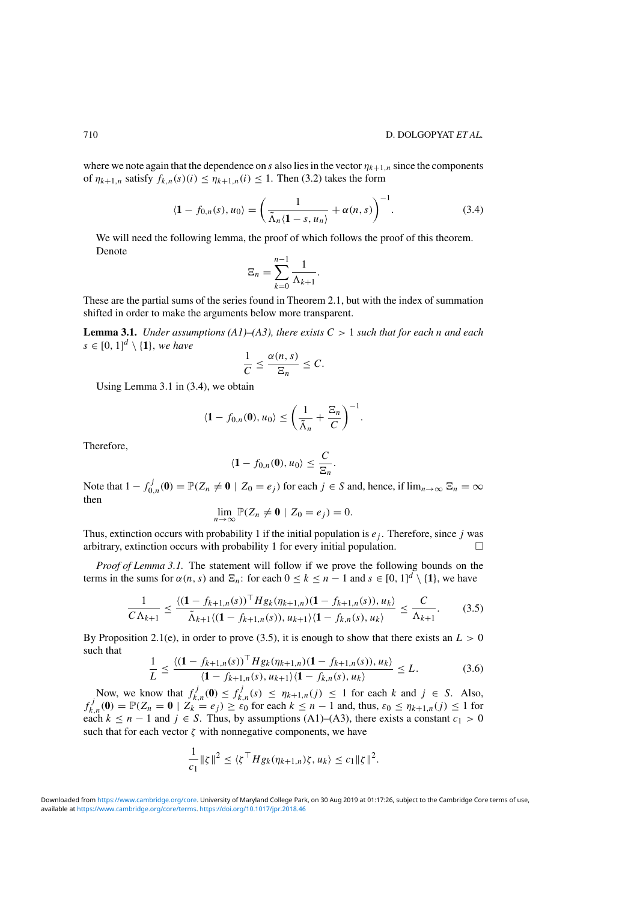where we note again that the dependence on $s$ also lies in the vector $\eta_{k+1,n}$ since the components of $\eta_{k+1,n}$ satisfy $f_{k,n}(s)(i) \le \eta_{k+1,n}(i) \le 1$. Then (3.2) takes the form

$$\langle \mathbf{1} - f_{0,n}(s), u_0 \rangle = \left( \frac{1}{\tilde{\Lambda}_n \langle \mathbf{1} - s, u_n \rangle} + \alpha(n, s) \right)^{-1}. \tag{3.4}$$

We will need the following lemma, the proof of which follows the proof of this theorem. Denote

$$\Xi_n = \sum_{k=0}^{n-1} \frac{1}{\Lambda_{k+1}}.$$

These are the partial sums of the series found in Theorem 2.1, but with the index of summation shifted in order to make the arguments below more transparent.

**Lemma 3.1.** *Under assumptions (A1)–(A3), there exists $C > 1$ such that for each $n$ and each $s \in [0, 1]^d \setminus \{\mathbf{1}\}$, we have*

$$\frac{1}{C} \le \frac{\alpha(n, s)}{\Xi_n} \le C.$$

Using Lemma 3.1 in (3.4), we obtain

$$\langle \mathbf{1} - f_{0,n}(\mathbf{0}), u_0 \rangle \le \left( \frac{1}{\tilde{\Lambda}_n} + \frac{\Xi_n}{C} \right)^{-1}.$$

Therefore,

$$\langle \mathbf{1} - f_{0,n}(\mathbf{0}), u_0 \rangle \le \frac{C}{\Xi_n}.$$

Note that $1 - f^j_{0,n}(\mathbf{0}) = \mathbb{P}(Z_n \ne \mathbf{0} \mid Z_0 = e_j)$ for each $j \in S$ and, hence, if $\lim_{n\to\infty} \Xi_n = \infty$ then

$$\lim_{n\to\infty} \mathbb{P}(Z_n \ne \mathbf{0} \mid Z_0 = e_j) = 0.$$

Thus, extinction occurs with probability 1 if the initial population is $e_j$. Therefore, since $j$ was arbitrary, extinction occurs with probability 1 for every initial population. $\square$

*Proof of Lemma 3.1.* The statement will follow if we prove the following bounds on the terms in the sums for $\alpha(n, s)$ and $\Xi_n$: for each $0 \le k \le n-1$ and $s \in [0, 1]^d \setminus \{\mathbf{1}\}$, we have

$$\frac{1}{C\Lambda_{k+1}} \le \frac{\langle (\mathbf{1} - f_{k+1,n}(s))^\top H g_k(\eta_{k+1,n})(\mathbf{1} - f_{k+1,n}(s)), u_k \rangle}{\tilde{\Lambda}_{k+1} \langle (\mathbf{1} - f_{k+1,n}(s)), u_{k+1} \rangle \langle \mathbf{1} - f_{k,n}(s), u_k \rangle} \le \frac{C}{\Lambda_{k+1}}. \tag{3.5}$$

By Proposition 2.1(e), in order to prove (3.5), it is enough to show that there exists an $L > 0$ such that

$$\frac{1}{L} \le \frac{\langle (\mathbf{1} - f_{k+1,n}(s))^\top H g_k(\eta_{k+1,n})(\mathbf{1} - f_{k+1,n}(s)), u_k \rangle}{\langle \mathbf{1} - f_{k+1,n}(s), u_{k+1} \rangle \langle \mathbf{1} - f_{k,n}(s), u_k \rangle} \le L. \tag{3.6}$$

Now, we know that $f^j_{k,n}(\mathbf{0}) \le f^j_{k,n}(s) \le \eta_{k+1,n}(j) \le 1$ for each $k$ and $j \in S$. Also, $f^j_{k,n}(\mathbf{0}) = \mathbb{P}(Z_n = \mathbf{0} \mid Z_k = e_j) \ge \varepsilon_0$ for each $k \le n-1$ and, thus, $\varepsilon_0 \le \eta_{k+1,n}(j) \le 1$ for each $k \le n-1$ and $j \in S$. Thus, by assumptions (A1)–(A3), there exists a constant $c_1 > 0$ such that for each vector $\zeta$ with nonnegative components, we have

$$\frac{1}{c_1} \|\zeta\|^2 \le \langle \zeta^\top H g_k(\eta_{k+1,n}) \zeta, u_k \rangle \le c_1 \|\zeta\|^2.$$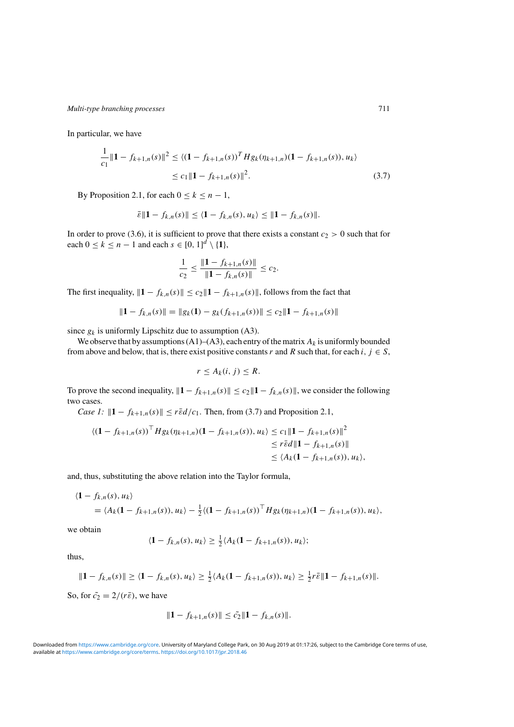In particular, we have

$$\frac{1}{c_1}\|\mathbf{1} - f_{k+1,n}(s)\|^2 \le \langle (\mathbf{1} - f_{k+1,n}(s))^T Hg_k(\eta_{k+1,n})(\mathbf{1} - f_{k+1,n}(s)), u_k\rangle$$
$$\le c_1\|\mathbf{1} - f_{k+1,n}(s)\|^2. \tag{3.7}$$

By Proposition 2.1, for each $0 \le k \le n-1$,

$$\bar{\varepsilon}\|\mathbf{1} - f_{k,n}(s)\| \le \langle \mathbf{1} - f_{k,n}(s), u_k\rangle \le \|\mathbf{1} - f_{k,n}(s)\|.$$

In order to prove (3.6), it is sufficient to prove that there exists a constant $c_2 > 0$ such that for each $0 \le k \le n-1$ and each $s \in [0,1]^d \setminus \{\mathbf{1}\}$,

$$\frac{1}{c_2} \le \frac{\|\mathbf{1} - f_{k+1,n}(s)\|}{\|\mathbf{1} - f_{k,n}(s)\|} \le c_2.$$

The first inequality, $\|\mathbf{1} - f_{k,n}(s)\| \le c_2\|\mathbf{1} - f_{k+1,n}(s)\|$, follows from the fact that

$$\|\mathbf{1} - f_{k,n}(s)\| = \|g_k(\mathbf{1}) - g_k(f_{k+1,n}(s))\| \le c_2\|\mathbf{1} - f_{k+1,n}(s)\|$$

since $g_k$ is uniformly Lipschitz due to assumption (A3).

We observe that by assumptions (A1)–(A3), each entry of the matrix $A_k$ is uniformly bounded from above and below, that is, there exist positive constants $r$ and $R$ such that, for each $i, j \in S$,

$$r \le A_k(i,j) \le R.$$

To prove the second inequality, $\|\mathbf{1} - f_{k+1,n}(s)\| \le c_2\|\mathbf{1} - f_{k,n}(s)\|$, we consider the following two cases.

*Case 1:* $\|\mathbf{1} - f_{k+1,n}(s)\| \le r\bar{\varepsilon}d/c_1$. Then, from (3.7) and Proposition 2.1,

$$\begin{aligned}\langle (\mathbf{1} - f_{k+1,n}(s))^\top Hg_k(\eta_{k+1,n})(\mathbf{1} - f_{k+1,n}(s)), u_k\rangle &\le c_1\|\mathbf{1} - f_{k+1,n}(s)\|^2 \\ &\le r\bar{\varepsilon}d\|\mathbf{1} - f_{k+1,n}(s)\| \\ &\le \langle A_k(\mathbf{1} - f_{k+1,n}(s)), u_k\rangle,\end{aligned}$$

and, thus, substituting the above relation into the Taylor formula,

$$\begin{aligned}&\langle \mathbf{1} - f_{k,n}(s), u_k\rangle \\ &\quad = \langle A_k(\mathbf{1} - f_{k+1,n}(s)), u_k\rangle - \tfrac{1}{2}\langle (\mathbf{1} - f_{k+1,n}(s))^\top Hg_k(\eta_{k+1,n})(\mathbf{1} - f_{k+1,n}(s)), u_k\rangle,\end{aligned}$$

we obtain

$$\langle \mathbf{1} - f_{k,n}(s), u_k\rangle \ge \tfrac{1}{2}\langle A_k(\mathbf{1} - f_{k+1,n}(s)), u_k\rangle;$$

thus,

$$\|\mathbf{1} - f_{k,n}(s)\| \ge \langle \mathbf{1} - f_{k,n}(s), u_k\rangle \ge \tfrac{1}{2}\langle A_k(\mathbf{1} - f_{k+1,n}(s)), u_k\rangle \ge \tfrac{1}{2}r\bar{\varepsilon}\|\mathbf{1} - f_{k+1,n}(s)\|.$$

So, for $\tilde{c_2} = 2/(r\bar{\varepsilon})$, we have

$$\|\mathbf{1} - f_{k+1,n}(s)\| \le \tilde{c_2}\|\mathbf{1} - f_{k,n}(s)\|.$$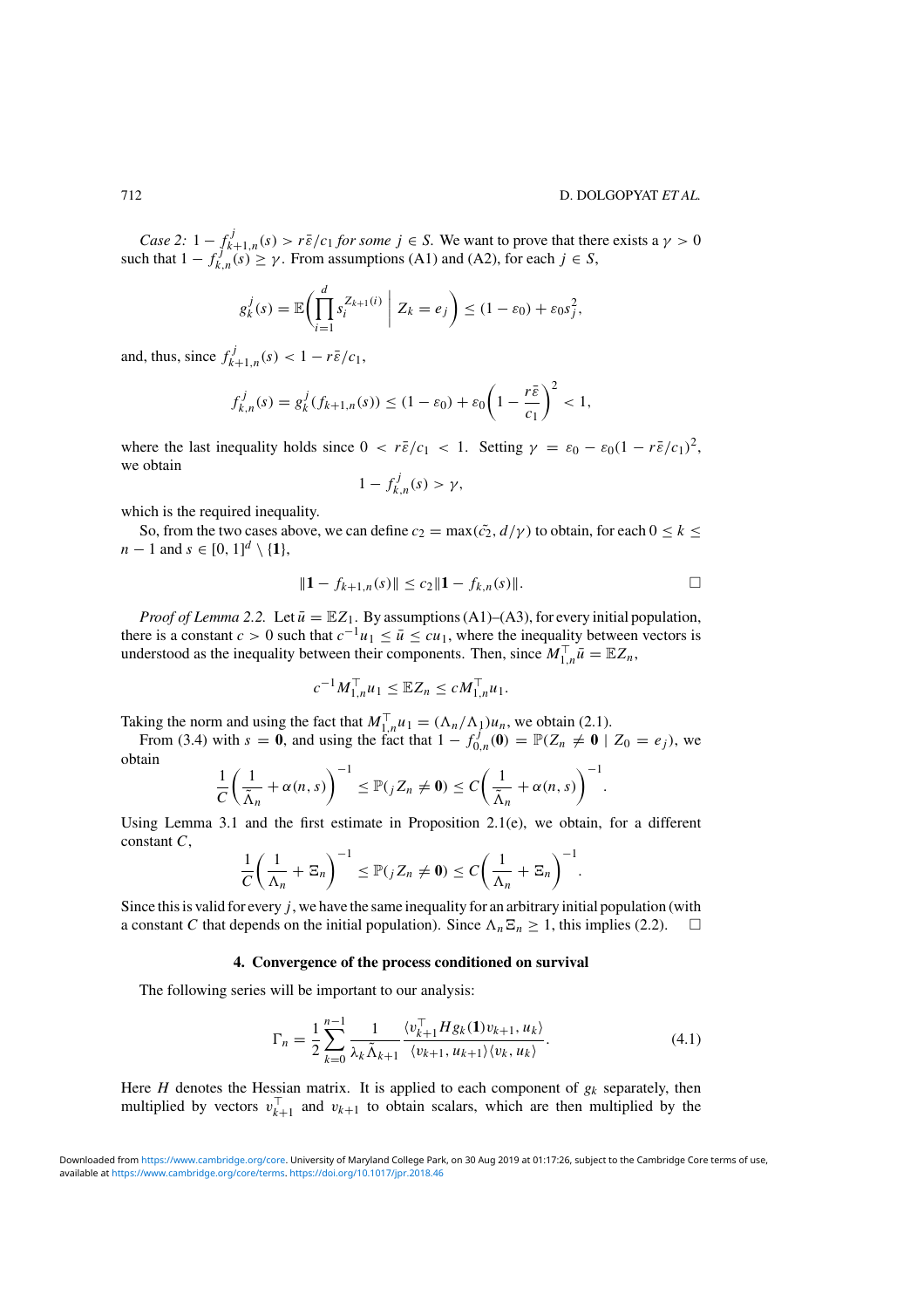*Case 2:* $1 - f^j_{k+1,n}(s) > r\bar{\varepsilon}/c_1$ *for some* $j \in S$. We want to prove that there exists a $\gamma > 0$ such that $1 - f^j_{k,n}(s) \geq \gamma$. From assumptions (A1) and (A2), for each $j \in S$,

$$g^j_k(s) = \mathbb{E}\bigg(\prod_{i=1}^{d} s_i^{Z_{k+1}(i)} \;\bigg|\; Z_k = e_j\bigg) \leq (1 - \varepsilon_0) + \varepsilon_0 s_j^2,$$

and, thus, since $f^j_{k+1,n}(s) < 1 - r\bar{\varepsilon}/c_1$,

$$f^j_{k,n}(s) = g^j_k(f_{k+1,n}(s)) \leq (1 - \varepsilon_0) + \varepsilon_0\bigg(1 - \frac{r\bar{\varepsilon}}{c_1}\bigg)^2 < 1,$$

where the last inequality holds since $0 < r\bar{\varepsilon}/c_1 < 1$. Setting $\gamma = \varepsilon_0 - \varepsilon_0(1 - r\bar{\varepsilon}/c_1)^2$, we obtain

$$1 - f^j_{k,n}(s) > \gamma,$$

which is the required inequality.

So, from the two cases above, we can define $c_2 = \max(\tilde{c}_2, d/\gamma)$ to obtain, for each $0 \leq k \leq n-1$ and $s \in [0,1]^d \setminus \{\mathbf{1}\}$,

$$\|\mathbf{1} - f_{k+1,n}(s)\| \leq c_2 \|\mathbf{1} - f_{k,n}(s)\|. \qquad \square$$

*Proof of Lemma 2.2.* Let $\bar{u} = \mathbb{E}Z_1$. By assumptions (A1)–(A3), for every initial population, there is a constant $c > 0$ such that $c^{-1}u_1 \leq \bar{u} \leq cu_1$, where the inequality between vectors is understood as the inequality between their components. Then, since $M^\top_{1,n}\bar{u} = \mathbb{E}Z_n$,

$$c^{-1}M^\top_{1,n}u_1 \leq \mathbb{E}Z_n \leq cM^\top_{1,n}u_1.$$

Taking the norm and using the fact that $M^\top_{1,n}u_1 = (\Lambda_n/\Lambda_1)u_n$, we obtain (2.1).

From (3.4) with $s = \mathbf{0}$, and using the fact that $1 - f^j_{0,n}(\mathbf{0}) = \mathbb{P}(Z_n \neq \mathbf{0} \mid Z_0 = e_j)$, we obtain

$$\frac{1}{C}\bigg(\frac{1}{\tilde{\Lambda}_n} + \alpha(n,s)\bigg)^{-1} \leq \mathbb{P}({}_jZ_n \neq \mathbf{0}) \leq C\bigg(\frac{1}{\tilde{\Lambda}_n} + \alpha(n,s)\bigg)^{-1}.$$

Using Lemma 3.1 and the first estimate in Proposition 2.1(e), we obtain, for a different constant $C$,

$$\frac{1}{C}\bigg(\frac{1}{\Lambda_n} + \Xi_n\bigg)^{-1} \leq \mathbb{P}({}_jZ_n \neq \mathbf{0}) \leq C\bigg(\frac{1}{\Lambda_n} + \Xi_n\bigg)^{-1}.$$

Since this is valid for every $j$, we have the same inequality for an arbitrary initial population (with a constant $C$ that depends on the initial population). Since $\Lambda_n\Xi_n \geq 1$, this implies (2.2). $\square$

## 4. Convergence of the process conditioned on survival

The following series will be important to our analysis:

$$\Gamma_n = \frac{1}{2}\sum_{k=0}^{n-1} \frac{1}{\lambda_k \tilde{\Lambda}_{k+1}} \frac{\langle v^\top_{k+1} H g_k(\mathbf{1}) v_{k+1}, u_k\rangle}{\langle v_{k+1}, u_{k+1}\rangle\langle v_k, u_k\rangle}. \tag{4.1}$$

Here $H$ denotes the Hessian matrix. It is applied to each component of $g_k$ separately, then multiplied by vectors $v^\top_{k+1}$ and $v_{k+1}$ to obtain scalars, which are then multiplied by the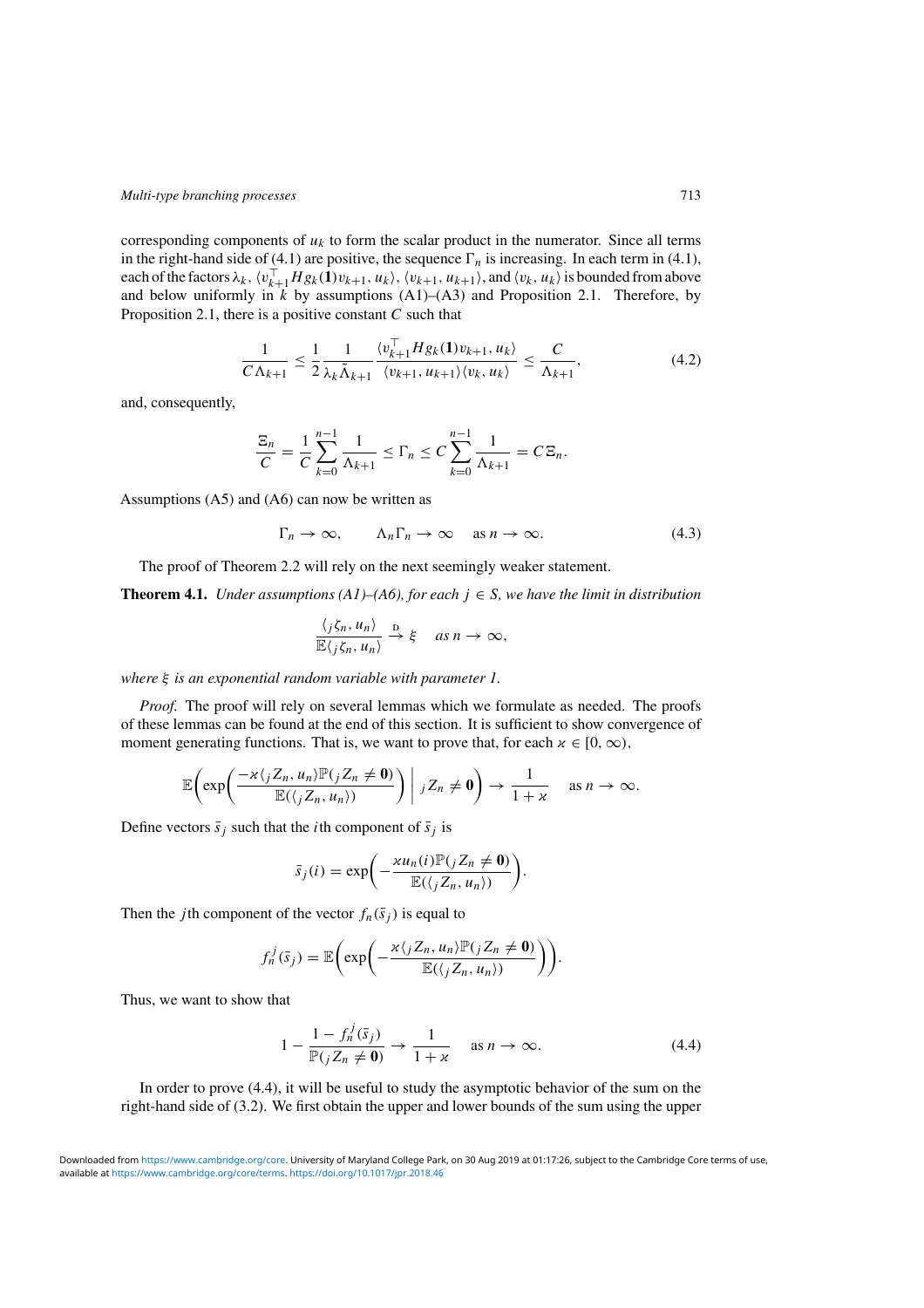corresponding components of $u_k$ to form the scalar product in the numerator. Since all terms in the right-hand side of (4.1) are positive, the sequence $\Gamma_n$ is increasing. In each term in (4.1), each of the factors $\lambda_k$, $\langle v_{k+1}^\top H g_k(\mathbf{1}) v_{k+1}, u_k\rangle$, $\langle v_{k+1}, u_{k+1}\rangle$, and $\langle v_k, u_k\rangle$ is bounded from above and below uniformly in $k$ by assumptions (A1)–(A3) and Proposition 2.1. Therefore, by Proposition 2.1, there is a positive constant $C$ such that

$$\frac{1}{C\Lambda_{k+1}} \leq \frac{1}{2}\frac{1}{\lambda_k \tilde{\Lambda}_{k+1}} \frac{\langle v_{k+1}^\top H g_k(\mathbf{1}) v_{k+1}, u_k\rangle}{\langle v_{k+1}, u_{k+1}\rangle\langle v_k, u_k\rangle} \leq \frac{C}{\Lambda_{k+1}}, \tag{4.2}$$

and, consequently,

$$\frac{\Xi_n}{C} = \frac{1}{C}\sum_{k=0}^{n-1}\frac{1}{\Lambda_{k+1}} \leq \Gamma_n \leq C\sum_{k=0}^{n-1}\frac{1}{\Lambda_{k+1}} = C\,\Xi_n.$$

Assumptions (A5) and (A6) can now be written as

$$\Gamma_n \to \infty, \qquad \Lambda_n\Gamma_n \to \infty \quad \text{as } n \to \infty. \tag{4.3}$$

The proof of Theorem 2.2 will rely on the next seemingly weaker statement.

**Theorem 4.1.** *Under assumptions (A1)–(A6), for each $j \in S$, we have the limit in distribution*

$$\frac{\langle {}_j\zeta_n, u_n\rangle}{\mathbb{E}\langle {}_j\zeta_n, u_n\rangle} \xrightarrow{\text{D}} \xi \quad \text{as } n \to \infty,$$

*where $\xi$ is an exponential random variable with parameter 1.*

*Proof.* The proof will rely on several lemmas which we formulate as needed. The proofs of these lemmas can be found at the end of this section. It is sufficient to show convergence of moment generating functions. That is, we want to prove that, for each $\varkappa \in [0, \infty)$,

$$\mathbb{E}\biggl(\exp\biggl(\frac{-\varkappa\langle {}_jZ_n, u_n\rangle\mathbb{P}({}_jZ_n \neq \mathbf{0})}{\mathbb{E}(\langle {}_jZ_n, u_n\rangle)}\biggr)\;\bigg|\; {}_jZ_n \neq \mathbf{0}\biggr) \to \frac{1}{1+\varkappa} \quad \text{as } n \to \infty.$$

Define vectors $\bar{s}_j$ such that the $i$th component of $\bar{s}_j$ is

$$\bar{s}_j(i) = \exp\biggl(-\frac{\varkappa u_n(i)\mathbb{P}({}_jZ_n \neq \mathbf{0})}{\mathbb{E}(\langle {}_jZ_n, u_n\rangle)}\biggr).$$

Then the $j$th component of the vector $f_n(\bar{s}_j)$ is equal to

$$f_n^j(\bar{s}_j) = \mathbb{E}\biggl(\exp\biggl(-\frac{\varkappa\langle {}_jZ_n, u_n\rangle\mathbb{P}({}_jZ_n \neq \mathbf{0})}{\mathbb{E}(\langle {}_jZ_n, u_n\rangle)}\biggr)\biggr).$$

Thus, we want to show that

$$1 - \frac{1 - f_n^j(\bar{s}_j)}{\mathbb{P}({}_jZ_n \neq \mathbf{0})} \to \frac{1}{1+\varkappa} \quad \text{as } n \to \infty. \tag{4.4}$$

In order to prove (4.4), it will be useful to study the asymptotic behavior of the sum on the right-hand side of (3.2). We first obtain the upper and lower bounds of the sum using the upper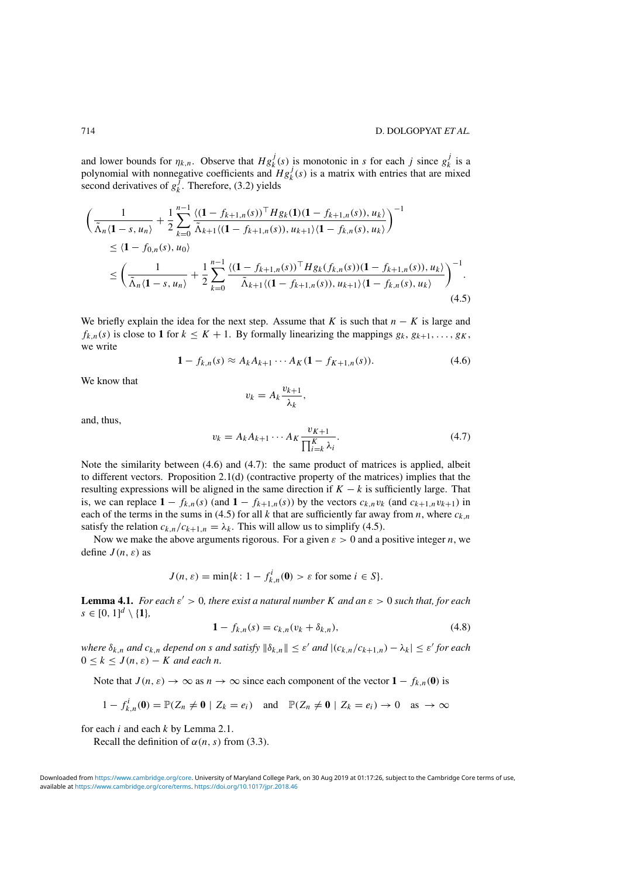and lower bounds for $\eta_{k,n}$. Observe that $Hg_k^j(s)$ is monotonic in $s$ for each $j$ since $g_k^j$ is a polynomial with nonnegative coefficients and $Hg_k^j(s)$ is a matrix with entries that are mixed second derivatives of $g_k^j$. Therefore, (3.2) yields

$$\begin{aligned}
&\bigg(\frac{1}{\tilde{\Lambda}_n\langle \mathbf{1}-s,u_n\rangle}+\frac{1}{2}\sum_{k=0}^{n-1}\frac{\langle(\mathbf{1}-f_{k+1,n}(s))^\top Hg_k(\mathbf{1})(\mathbf{1}-f_{k+1,n}(s)),u_k\rangle}{\tilde{\Lambda}_{k+1}\langle(\mathbf{1}-f_{k+1,n}(s)),u_{k+1}\rangle\langle \mathbf{1}-f_{k,n}(s),u_k\rangle}\bigg)^{-1}\\
&\quad\le \langle \mathbf{1}-f_{0,n}(s),u_0\rangle\\
&\quad\le \bigg(\frac{1}{\tilde{\Lambda}_n\langle \mathbf{1}-s,u_n\rangle}+\frac{1}{2}\sum_{k=0}^{n-1}\frac{\langle(\mathbf{1}-f_{k+1,n}(s))^\top Hg_k(f_{k,n}(s))(\mathbf{1}-f_{k+1,n}(s)),u_k\rangle}{\tilde{\Lambda}_{k+1}\langle(\mathbf{1}-f_{k+1,n}(s)),u_{k+1}\rangle\langle \mathbf{1}-f_{k,n}(s),u_k\rangle}\bigg)^{-1}.
\end{aligned} \tag{4.5}$$

We briefly explain the idea for the next step. Assume that $K$ is such that $n-K$ is large and $f_{k,n}(s)$ is close to $\mathbf{1}$ for $k \le K+1$. By formally linearizing the mappings $g_k, g_{k+1}, \dots, g_K$, we write

$$\mathbf{1}-f_{k,n}(s) \approx A_kA_{k+1}\cdots A_K(\mathbf{1}-f_{K+1,n}(s)). \tag{4.6}$$

We know that

$$v_k = A_k\frac{v_{k+1}}{\lambda_k},$$

and, thus,

$$v_k = A_kA_{k+1}\cdots A_K\frac{v_{K+1}}{\prod_{i=k}^K\lambda_i}. \tag{4.7}$$

Note the similarity between (4.6) and (4.7): the same product of matrices is applied, albeit to different vectors. Proposition 2.1(d) (contractive property of the matrices) implies that the resulting expressions will be aligned in the same direction if $K-k$ is sufficiently large. That is, we can replace $\mathbf{1}-f_{k,n}(s)$ (and $\mathbf{1}-f_{k+1,n}(s)$) by the vectors $c_{k,n}v_k$ (and $c_{k+1,n}v_{k+1}$) in each of the terms in the sums in (4.5) for all $k$ that are sufficiently far away from $n$, where $c_{k,n}$ satisfy the relation $c_{k,n}/c_{k+1,n}=\lambda_k$. This will allow us to simplify (4.5).

Now we make the above arguments rigorous. For a given $\varepsilon>0$ and a positive integer $n$, we define $J(n,\varepsilon)$ as

$$J(n,\varepsilon)=\min\{k\colon 1-f_{k,n}^i(\mathbf{0})>\varepsilon \text{ for some } i\in S\}.$$

**Lemma 4.1.** *For each $\varepsilon'>0$, there exist a natural number $K$ and an $\varepsilon>0$ such that, for each $s\in[0,1]^d\setminus\{\mathbf{1}\}$,*

$$\mathbf{1}-f_{k,n}(s)=c_{k,n}(v_k+\delta_{k,n}), \tag{4.8}$$

*where $\delta_{k,n}$ and $c_{k,n}$ depend on $s$ and satisfy $\|\delta_{k,n}\|\le\varepsilon'$ and $|(c_{k,n}/c_{k+1,n})-\lambda_k|\le\varepsilon'$ for each $0\le k\le J(n,\varepsilon)-K$ and each $n$.*

Note that $J(n,\varepsilon)\to\infty$ as $n\to\infty$ since each component of the vector $\mathbf{1}-f_{k,n}(\mathbf{0})$ is

$$1-f_{k,n}^i(\mathbf{0})=\mathbb{P}(Z_n\ne\mathbf{0}\mid Z_k=e_i)\quad\text{and}\quad \mathbb{P}(Z_n\ne\mathbf{0}\mid Z_k=e_i)\to 0\quad\text{as }\to\infty$$

for each $i$ and each $k$ by Lemma 2.1.

Recall the definition of $\alpha(n,s)$ from (3.3).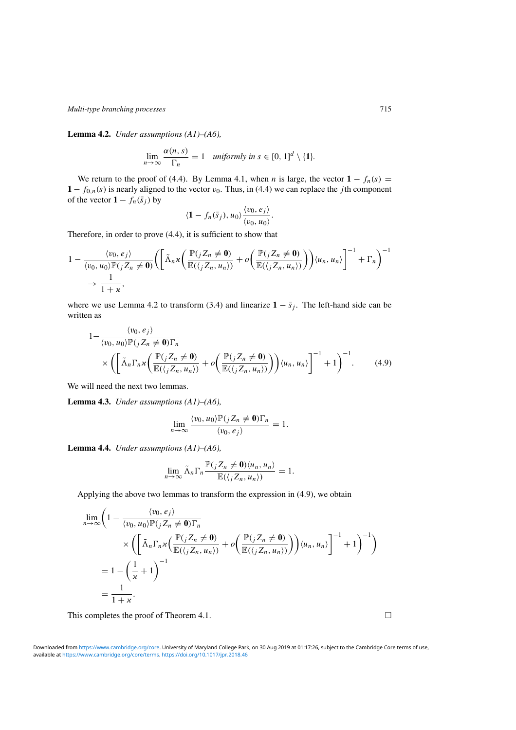**Lemma 4.2.** *Under assumptions (A1)–(A6),*

$$\lim_{n\to\infty} \frac{\alpha(n,s)}{\Gamma_n} = 1 \quad \textit{uniformly in } s \in [0,1]^d \setminus \{\mathbf{1}\}.$$

We return to the proof of (4.4). By Lemma 4.1, when $n$ is large, the vector $\mathbf{1} - f_n(s) = \mathbf{1} - f_{0,n}(s)$ is nearly aligned to the vector $v_0$. Thus, in (4.4) we can replace the $j$th component of the vector $\mathbf{1} - f_n(\bar{s}_j)$ by

$$\langle \mathbf{1} - f_n(\bar{s}_j), u_0\rangle \frac{\langle v_0, e_j\rangle}{\langle v_0, u_0\rangle}.$$

Therefore, in order to prove (4.4), it is sufficient to show that

$$1 - \frac{\langle v_0, e_j\rangle}{\langle v_0, u_0\rangle \mathbb{P}({}_jZ_n \neq \mathbf{0})}\Bigg(\bigg[\tilde{\Lambda}_n \varkappa\bigg(\frac{\mathbb{P}({}_jZ_n \neq \mathbf{0})}{\mathbb{E}(\langle {}_jZ_n, u_n\rangle)} + o\bigg(\frac{\mathbb{P}({}_jZ_n \neq \mathbf{0})}{\mathbb{E}(\langle {}_jZ_n, u_n\rangle)}\bigg)\bigg)\langle u_n, u_n\rangle\bigg]^{-1} + \Gamma_n\Bigg)^{-1} \to \frac{1}{1+\varkappa},$$

where we use Lemma 4.2 to transform (3.4) and linearize $\mathbf{1} - \bar{s}_j$. The left-hand side can be written as

$$1 - \frac{\langle v_0, e_j\rangle}{\langle v_0, u_0\rangle \mathbb{P}({}_jZ_n \neq \mathbf{0})\Gamma_n} \times \Bigg(\bigg[\tilde{\Lambda}_n \Gamma_n \varkappa\bigg(\frac{\mathbb{P}({}_jZ_n \neq \mathbf{0})}{\mathbb{E}(\langle {}_jZ_n, u_n\rangle)} + o\bigg(\frac{\mathbb{P}({}_jZ_n \neq \mathbf{0})}{\mathbb{E}(\langle {}_jZ_n, u_n\rangle)}\bigg)\bigg)\langle u_n, u_n\rangle\bigg]^{-1} + 1\Bigg)^{-1}. \tag{4.9}$$

We will need the next two lemmas.

**Lemma 4.3.** *Under assumptions (A1)–(A6),*

$$\lim_{n\to\infty} \frac{\langle v_0, u_0\rangle \mathbb{P}({}_jZ_n \neq \mathbf{0})\Gamma_n}{\langle v_0, e_j\rangle} = 1.$$

**Lemma 4.4.** *Under assumptions (A1)–(A6),*

$$\lim_{n\to\infty} \tilde{\Lambda}_n \Gamma_n \frac{\mathbb{P}({}_jZ_n \neq \mathbf{0})\langle u_n, u_n\rangle}{\mathbb{E}(\langle {}_jZ_n, u_n\rangle)} = 1.$$

Applying the above two lemmas to transform the expression in (4.9), we obtain

$$\begin{aligned}
&\lim_{n\to\infty}\Bigg(1 - \frac{\langle v_0, e_j\rangle}{\langle v_0, u_0\rangle \mathbb{P}({}_jZ_n \neq \mathbf{0})\Gamma_n} \\
&\qquad \times \Bigg(\bigg[\tilde{\Lambda}_n \Gamma_n \varkappa\bigg(\frac{\mathbb{P}({}_jZ_n \neq \mathbf{0})}{\mathbb{E}(\langle {}_jZ_n, u_n\rangle)} + o\bigg(\frac{\mathbb{P}({}_jZ_n \neq \mathbf{0})}{\mathbb{E}(\langle {}_jZ_n, u_n\rangle)}\bigg)\bigg)\langle u_n, u_n\rangle\bigg]^{-1} + 1\Bigg)^{-1}\Bigg) \\
&= 1 - \bigg(\frac{1}{\varkappa} + 1\bigg)^{-1} \\
&= \frac{1}{1+\varkappa}.
\end{aligned}$$

This completes the proof of Theorem 4.1. $\square$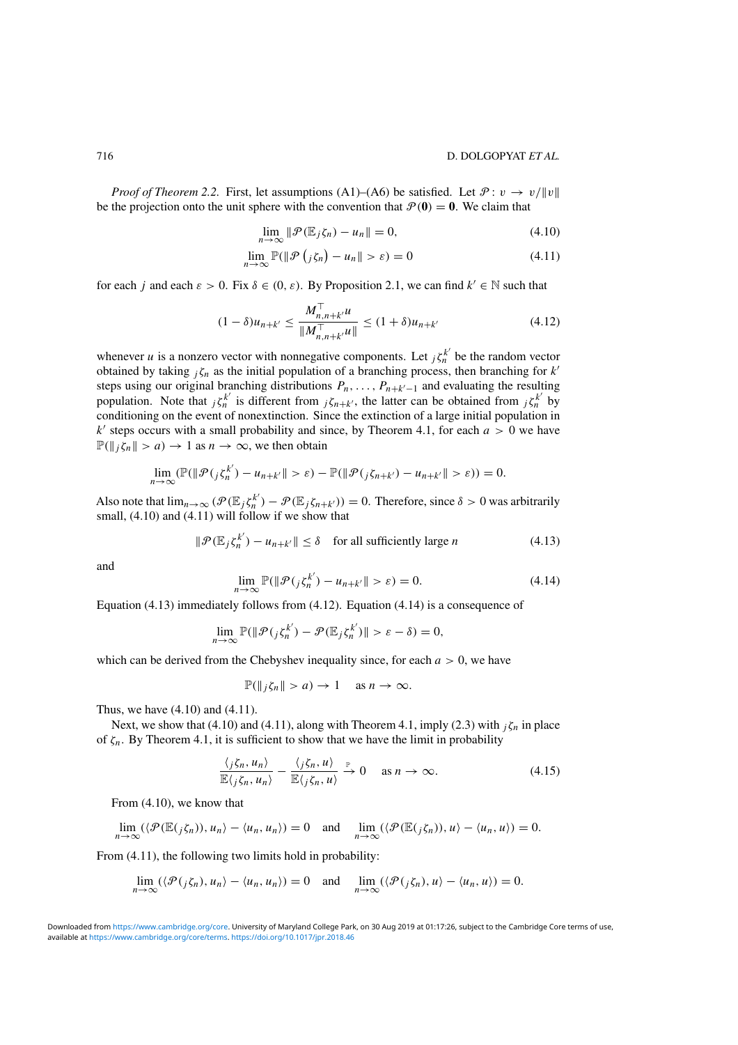*Proof of Theorem 2.2.* First, let assumptions (A1)–(A6) be satisfied. Let $\mathcal{P}: v \to v/\|v\|$ be the projection onto the unit sphere with the convention that $\mathcal{P}(\mathbf{0}) = \mathbf{0}$. We claim that

$$\lim_{n\to\infty} \|\mathcal{P}(\mathbb{E}_j\zeta_n) - u_n\| = 0, \tag{4.10}$$

$$\lim_{n\to\infty} \mathbb{P}(\|\mathcal{P}\left({}_j\zeta_n\right) - u_n\| > \varepsilon) = 0 \tag{4.11}$$

for each $j$ and each $\varepsilon > 0$. Fix $\delta \in (0, \varepsilon)$. By Proposition 2.1, we can find $k' \in \mathbb{N}$ such that

$$(1-\delta)u_{n+k'} \le \frac{M^\top_{n,n+k'}u}{\|M^\top_{n,n+k'}u\|} \le (1+\delta)u_{n+k'} \tag{4.12}$$

whenever $u$ is a nonzero vector with nonnegative components. Let ${}_j\zeta_n^{k'}$ be the random vector obtained by taking ${}_j\zeta_n$ as the initial population of a branching process, then branching for $k'$ steps using our original branching distributions $P_n, \ldots, P_{n+k'-1}$ and evaluating the resulting population. Note that ${}_j\zeta_n^{k'}$ is different from ${}_j\zeta_{n+k'}$, the latter can be obtained from ${}_j\zeta_n^{k'}$ by conditioning on the event of nonextinction. Since the extinction of a large initial population in $k'$ steps occurs with a small probability and since, by Theorem 4.1, for each $a > 0$ we have $\mathbb{P}(\|{}_j\zeta_n\| > a) \to 1$ as $n \to \infty$, we then obtain

$$\lim_{n\to\infty}(\mathbb{P}(\|\mathcal{P}({}_j\zeta_n^{k'}) - u_{n+k'}\| > \varepsilon) - \mathbb{P}(\|\mathcal{P}({}_j\zeta_{n+k'}) - u_{n+k'}\| > \varepsilon)) = 0.$$

Also note that $\lim_{n\to\infty}(\mathcal{P}(\mathbb{E}_j\zeta_n^{k'}) - \mathcal{P}(\mathbb{E}_j\zeta_{n+k'})) = 0$. Therefore, since $\delta > 0$ was arbitrarily small, (4.10) and (4.11) will follow if we show that

$$\|\mathcal{P}(\mathbb{E}_j\zeta_n^{k'}) - u_{n+k'}\| \le \delta \quad \text{for all sufficiently large } n \tag{4.13}$$

and

$$\lim_{n\to\infty} \mathbb{P}(\|\mathcal{P}({}_j\zeta_n^{k'}) - u_{n+k'}\| > \varepsilon) = 0. \tag{4.14}$$

Equation (4.13) immediately follows from (4.12). Equation (4.14) is a consequence of

$$\lim_{n\to\infty} \mathbb{P}(\|\mathcal{P}({}_j\zeta_n^{k'}) - \mathcal{P}(\mathbb{E}_j\zeta_n^{k'})\| > \varepsilon - \delta) = 0,$$

which can be derived from the Chebyshev inequality since, for each $a > 0$, we have

$$\mathbb{P}(\|{}_j\zeta_n\| > a) \to 1 \quad \text{as } n \to \infty.$$

Thus, we have (4.10) and (4.11).

Next, we show that (4.10) and (4.11), along with Theorem 4.1, imply (2.3) with ${}_j\zeta_n$ in place of $\zeta_n$. By Theorem 4.1, it is sufficient to show that we have the limit in probability

$$\frac{\langle {}_j\zeta_n, u_n\rangle}{\mathbb{E}\langle {}_j\zeta_n, u_n\rangle} - \frac{\langle {}_j\zeta_n, u\rangle}{\mathbb{E}\langle {}_j\zeta_n, u\rangle} \xrightarrow{\mathbb{P}} 0 \quad \text{as } n \to \infty. \tag{4.15}$$

From (4.10), we know that

$$\lim_{n\to\infty}(\langle \mathcal{P}(\mathbb{E}({}_j\zeta_n)), u_n\rangle - \langle u_n, u_n\rangle) = 0 \quad \text{and} \quad \lim_{n\to\infty}(\langle \mathcal{P}(\mathbb{E}({}_j\zeta_n)), u\rangle - \langle u_n, u\rangle) = 0.$$

From (4.11), the following two limits hold in probability:

$$\lim_{n\to\infty}(\langle \mathcal{P}({}_j\zeta_n), u_n\rangle - \langle u_n, u_n\rangle) = 0 \quad \text{and} \quad \lim_{n\to\infty}(\langle \mathcal{P}({}_j\zeta_n), u\rangle - \langle u_n, u\rangle) = 0.$$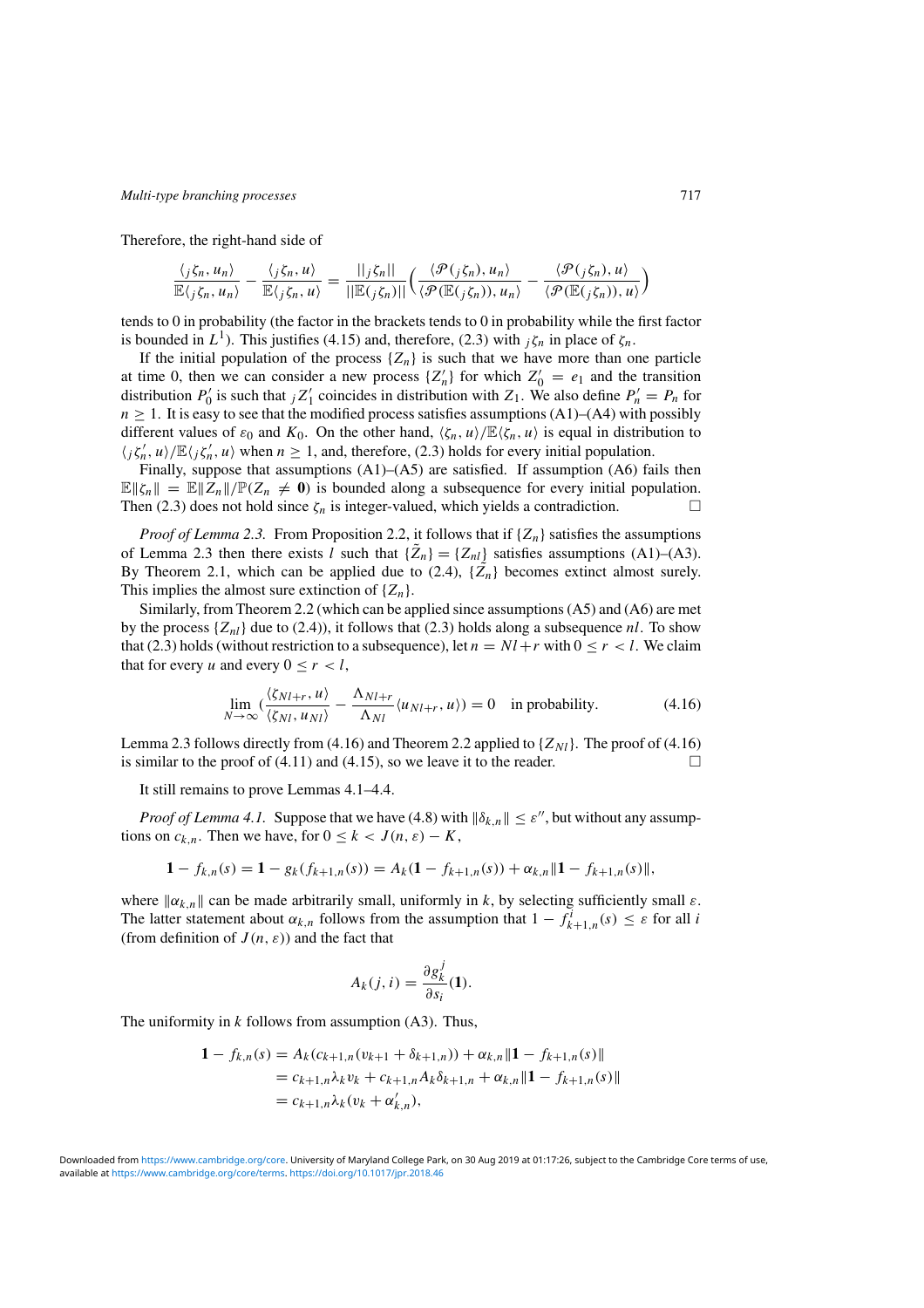Therefore, the right-hand side of

$$\frac{\langle {}_j\zeta_n, u_n\rangle}{\mathbb{E}\langle {}_j\zeta_n, u_n\rangle} - \frac{\langle {}_j\zeta_n, u\rangle}{\mathbb{E}\langle {}_j\zeta_n, u\rangle} = \frac{||{}_j\zeta_n||}{||\mathbb{E}({}_j\zeta_n)||}\Big(\frac{\langle \mathcal{P}({}_j\zeta_n), u_n\rangle}{\langle \mathcal{P}(\mathbb{E}({}_j\zeta_n)), u_n\rangle} - \frac{\langle \mathcal{P}({}_j\zeta_n), u\rangle}{\langle \mathcal{P}(\mathbb{E}({}_j\zeta_n)), u\rangle}\Big)$$

tends to 0 in probability (the factor in the brackets tends to 0 in probability while the first factor is bounded in $L^1$). This justifies (4.15) and, therefore, (2.3) with ${}_j\zeta_n$ in place of $\zeta_n$.

If the initial population of the process $\{Z_n\}$ is such that we have more than one particle at time 0, then we can consider a new process $\{Z'_n\}$ for which $Z'_0 = e_1$ and the transition distribution $P'_0$ is such that ${}_jZ'_1$ coincides in distribution with $Z_1$. We also define $P'_n = P_n$ for $n \geq 1$. It is easy to see that the modified process satisfies assumptions (A1)–(A4) with possibly different values of $\varepsilon_0$ and $K_0$. On the other hand, $\langle \zeta_n, u\rangle/\mathbb{E}\langle \zeta_n, u\rangle$ is equal in distribution to $\langle {}_j\zeta'_n, u\rangle/\mathbb{E}\langle {}_j\zeta'_n, u\rangle$ when $n \geq 1$, and, therefore, (2.3) holds for every initial population.

Finally, suppose that assumptions (A1)–(A5) are satisfied. If assumption (A6) fails then $\mathbb{E}\|\zeta_n\| = \mathbb{E}\|Z_n\|/\mathbb{P}(Z_n \neq \mathbf{0})$ is bounded along a subsequence for every initial population. Then (2.3) does not hold since $\zeta_n$ is integer-valued, which yields a contradiction. □

*Proof of Lemma 2.3.* From Proposition 2.2, it follows that if $\{Z_n\}$ satisfies the assumptions of Lemma 2.3 then there exists $l$ such that $\{\tilde{Z}_n\} = \{Z_{nl}\}$ satisfies assumptions (A1)–(A3). By Theorem 2.1, which can be applied due to (2.4), $\{\tilde{Z}_n\}$ becomes extinct almost surely. This implies the almost sure extinction of $\{Z_n\}$.

Similarly, from Theorem 2.2 (which can be applied since assumptions (A5) and (A6) are met by the process $\{Z_{nl}\}$ due to (2.4)), it follows that (2.3) holds along a subsequence $nl$. To show that (2.3) holds (without restriction to a subsequence), let $n = Nl + r$ with $0 \leq r < l$. We claim that for every $u$ and every $0 \leq r < l$,

$$\lim_{N\to\infty}\Big(\frac{\langle \zeta_{Nl+r}, u\rangle}{\langle \zeta_{Nl}, u_{Nl}\rangle} - \frac{\Lambda_{Nl+r}}{\Lambda_{Nl}}\langle u_{Nl+r}, u\rangle\Big) = 0 \quad \text{in probability.} \tag{4.16}$$

Lemma 2.3 follows directly from (4.16) and Theorem 2.2 applied to $\{Z_{Nl}\}$. The proof of (4.16) is similar to the proof of (4.11) and (4.15), so we leave it to the reader. □

It still remains to prove Lemmas 4.1–4.4.

*Proof of Lemma 4.1.* Suppose that we have (4.8) with $\|\delta_{k,n}\| \leq \varepsilon''$, but without any assumptions on $c_{k,n}$. Then we have, for $0 \leq k < J(n, \varepsilon) - K$,

$$\mathbf{1} - f_{k,n}(s) = \mathbf{1} - g_k(f_{k+1,n}(s)) = A_k(\mathbf{1} - f_{k+1,n}(s)) + \alpha_{k,n}\|\mathbf{1} - f_{k+1,n}(s)\|,$$

where $\|\alpha_{k,n}\|$ can be made arbitrarily small, uniformly in $k$, by selecting sufficiently small $\varepsilon$. The latter statement about $\alpha_{k,n}$ follows from the assumption that $1 - f^i_{k+1,n}(s) \leq \varepsilon$ for all $i$ (from definition of $J(n, \varepsilon)$) and the fact that

$$A_k(j, i) = \frac{\partial g^j_k}{\partial s_i}(\mathbf{1}).$$

The uniformity in $k$ follows from assumption (A3). Thus,

$$\begin{aligned}
\mathbf{1} - f_{k,n}(s) &= A_k(c_{k+1,n}(v_{k+1} + \delta_{k+1,n})) + \alpha_{k,n}\|\mathbf{1} - f_{k+1,n}(s)\| \\
&= c_{k+1,n}\lambda_k v_k + c_{k+1,n}A_k\delta_{k+1,n} + \alpha_{k,n}\|\mathbf{1} - f_{k+1,n}(s)\| \\
&= c_{k+1,n}\lambda_k(v_k + \alpha'_{k,n}),
\end{aligned}$$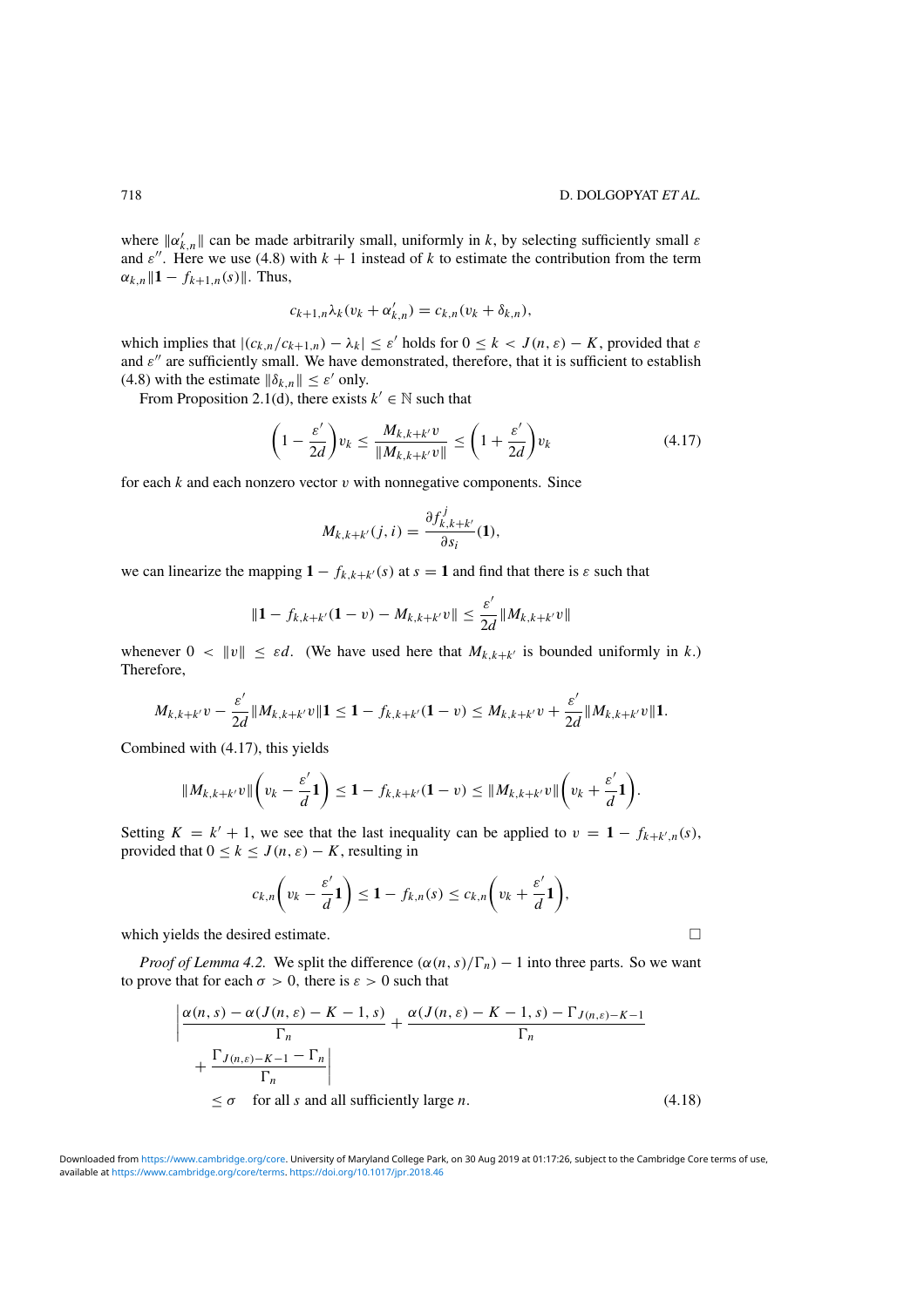where $\|\alpha'_{k,n}\|$ can be made arbitrarily small, uniformly in $k$, by selecting sufficiently small $\varepsilon$ and $\varepsilon''$. Here we use (4.8) with $k+1$ instead of $k$ to estimate the contribution from the term $\alpha_{k,n}\|\mathbf{1} - f_{k+1,n}(s)\|$. Thus,

$$c_{k+1,n}\lambda_k(v_k + \alpha'_{k,n}) = c_{k,n}(v_k + \delta_{k,n}),$$

which implies that $|(c_{k,n}/c_{k+1,n}) - \lambda_k| \le \varepsilon'$ holds for $0 \le k < J(n,\varepsilon) - K$, provided that $\varepsilon$ and $\varepsilon''$ are sufficiently small. We have demonstrated, therefore, that it is sufficient to establish (4.8) with the estimate $\|\delta_{k,n}\| \le \varepsilon'$ only.

From Proposition 2.1(d), there exists $k' \in \mathbb{N}$ such that

$$\left(1 - \frac{\varepsilon'}{2d}\right)v_k \le \frac{M_{k,k+k'}v}{\|M_{k,k+k'}v\|} \le \left(1 + \frac{\varepsilon'}{2d}\right)v_k \tag{4.17}$$

for each $k$ and each nonzero vector $v$ with nonnegative components. Since

$$M_{k,k+k'}(j,i) = \frac{\partial f^j_{k,k+k'}}{\partial s_i}(\mathbf{1}),$$

we can linearize the mapping $\mathbf{1} - f_{k,k+k'}(s)$ at $s = \mathbf{1}$ and find that there is $\varepsilon$ such that

$$\|\mathbf{1} - f_{k,k+k'}(\mathbf{1} - v) - M_{k,k+k'}v\| \le \frac{\varepsilon'}{2d}\|M_{k,k+k'}v\|$$

whenever $0 < \|v\| \le \varepsilon d$. (We have used here that $M_{k,k+k'}$ is bounded uniformly in $k$.) Therefore,

$$M_{k,k+k'}v - \frac{\varepsilon'}{2d}\|M_{k,k+k'}v\|\mathbf{1} \le \mathbf{1} - f_{k,k+k'}(\mathbf{1} - v) \le M_{k,k+k'}v + \frac{\varepsilon'}{2d}\|M_{k,k+k'}v\|\mathbf{1}.$$

Combined with (4.17), this yields

$$\|M_{k,k+k'}v\|\left(v_k - \frac{\varepsilon'}{d}\mathbf{1}\right) \le \mathbf{1} - f_{k,k+k'}(\mathbf{1} - v) \le \|M_{k,k+k'}v\|\left(v_k + \frac{\varepsilon'}{d}\mathbf{1}\right).$$

Setting $K = k' + 1$, we see that the last inequality can be applied to $v = \mathbf{1} - f_{k+k',n}(s)$, provided that $0 \le k \le J(n,\varepsilon) - K$, resulting in

$$c_{k,n}\left(v_k - \frac{\varepsilon'}{d}\mathbf{1}\right) \le \mathbf{1} - f_{k,n}(s) \le c_{k,n}\left(v_k + \frac{\varepsilon'}{d}\mathbf{1}\right),$$

which yields the desired estimate. □

*Proof of Lemma 4.2.* We split the difference $(\alpha(n,s)/\Gamma_n) - 1$ into three parts. So we want to prove that for each $\sigma > 0$, there is $\varepsilon > 0$ such that

$$\left| \frac{\alpha(n,s) - \alpha(J(n,\varepsilon) - K - 1, s)}{\Gamma_n} + \frac{\alpha(J(n,\varepsilon) - K - 1, s) - \Gamma_{J(n,\varepsilon)-K-1}}{\Gamma_n} \right.$$
$$\left. + \frac{\Gamma_{J(n,\varepsilon)-K-1} - \Gamma_n}{\Gamma_n} \right|$$
$$\le \sigma \quad \text{for all } s \text{ and all sufficiently large } n. \tag{4.18}$$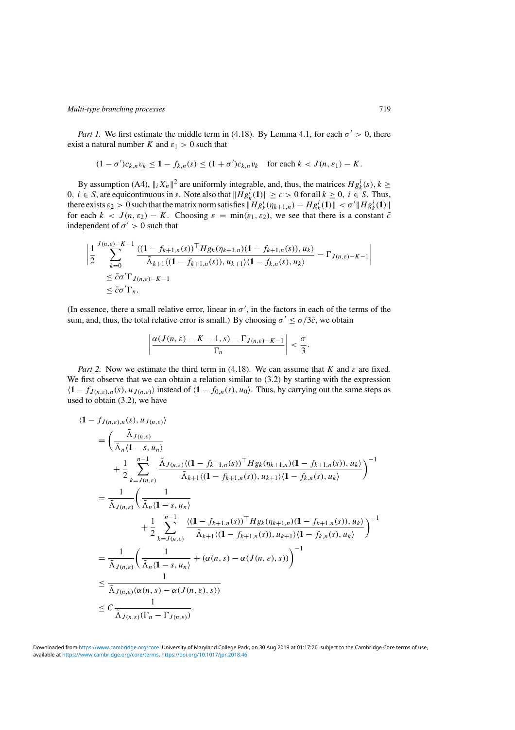*Part 1.* We first estimate the middle term in (4.18). By Lemma 4.1, for each $\sigma' > 0$, there exist a natural number $K$ and $\varepsilon_1 > 0$ such that

$$(1-\sigma')c_{k,n}v_k \le \mathbf{1} - f_{k,n}(s) \le (1+\sigma')c_{k,n}v_k \quad \text{for each } k < J(n,\varepsilon_1) - K.$$

By assumption (A4), $\|_i X_n\|^2$ are uniformly integrable, and, thus, the matrices $Hg_k^i(s)$, $k \ge 0$, $i \in S$, are equicontinuous in $s$. Note also that $\|Hg_k^i(\mathbf{1})\| \ge c > 0$ for all $k \ge 0$, $i \in S$. Thus, there exists $\varepsilon_2 > 0$ such that the matrix norm satisfies $\|Hg_k^i(\eta_{k+1,n}) - Hg_k^i(\mathbf{1})\| < \sigma'\|Hg_k^i(\mathbf{1})\|$ for each $k < J(n,\varepsilon_2) - K$. Choosing $\varepsilon = \min(\varepsilon_1, \varepsilon_2)$, we see that there is a constant $\tilde{c}$ independent of $\sigma' > 0$ such that

$$\begin{aligned}
\Bigg| \frac{1}{2} \sum_{k=0}^{J(n,\varepsilon)-K-1} & \frac{\langle (\mathbf{1} - f_{k+1,n}(s))^\top Hg_k(\eta_{k+1,n})(\mathbf{1} - f_{k+1,n}(s)), u_k\rangle}{\tilde{\Lambda}_{k+1}\langle (\mathbf{1} - f_{k+1,n}(s)), u_{k+1}\rangle \langle \mathbf{1} - f_{k,n}(s), u_k\rangle} - \Gamma_{J(n,\varepsilon)-K-1} \Bigg| \\
&\le \tilde{c}\sigma'\Gamma_{J(n,\varepsilon)-K-1} \\
&\le \tilde{c}\sigma'\Gamma_n.
\end{aligned}$$

(In essence, there a small relative error, linear in $\sigma'$, in the factors in each of the terms of the sum, and, thus, the total relative error is small.) By choosing $\sigma' \le \sigma/3\tilde{c}$, we obtain

$$\left| \frac{\alpha(J(n,\varepsilon) - K - 1, s) - \Gamma_{J(n,\varepsilon)-K-1}}{\Gamma_n} \right| < \frac{\sigma}{3}.$$

*Part 2.* Now we estimate the third term in (4.18). We can assume that $K$ and $\varepsilon$ are fixed. We first observe that we can obtain a relation similar to (3.2) by starting with the expression $\langle \mathbf{1} - f_{J(n,\varepsilon),n}(s), u_{J(n,\varepsilon)}\rangle$ instead of $\langle \mathbf{1} - f_{0,n}(s), u_0\rangle$. Thus, by carrying out the same steps as used to obtain (3.2), we have

$$\begin{aligned}
&\langle \mathbf{1} - f_{J(n,\varepsilon),n}(s), u_{J(n,\varepsilon)}\rangle \\
&\quad = \Bigg( \frac{\tilde{\Lambda}_{J(n,\varepsilon)}}{\tilde{\Lambda}_n \langle \mathbf{1} - s, u_n\rangle} \\
&\qquad + \frac{1}{2} \sum_{k=J(n,\varepsilon)}^{n-1} \frac{\tilde{\Lambda}_{J(n,\varepsilon)} \langle (\mathbf{1} - f_{k+1,n}(s))^\top Hg_k(\eta_{k+1,n})(\mathbf{1} - f_{k+1,n}(s)), u_k\rangle}{\tilde{\Lambda}_{k+1}\langle (\mathbf{1} - f_{k+1,n}(s)), u_{k+1}\rangle \langle \mathbf{1} - f_{k,n}(s), u_k\rangle} \Bigg)^{-1} \\
&\quad = \frac{1}{\tilde{\Lambda}_{J(n,\varepsilon)}} \Bigg( \frac{1}{\tilde{\Lambda}_n \langle \mathbf{1} - s, u_n\rangle} \\
&\qquad\qquad + \frac{1}{2} \sum_{k=J(n,\varepsilon)}^{n-1} \frac{\langle (\mathbf{1} - f_{k+1,n}(s))^\top Hg_k(\eta_{k+1,n})(\mathbf{1} - f_{k+1,n}(s)), u_k\rangle}{\tilde{\Lambda}_{k+1}\langle (\mathbf{1} - f_{k+1,n}(s)), u_{k+1}\rangle \langle \mathbf{1} - f_{k,n}(s), u_k\rangle} \Bigg)^{-1} \\
&\quad = \frac{1}{\tilde{\Lambda}_{J(n,\varepsilon)}} \bigg( \frac{1}{\tilde{\Lambda}_n \langle \mathbf{1} - s, u_n\rangle} + (\alpha(n,s) - \alpha(J(n,\varepsilon), s)) \bigg)^{-1} \\
&\quad \le \frac{1}{\tilde{\Lambda}_{J(n,\varepsilon)}(\alpha(n,s) - \alpha(J(n,\varepsilon), s))} \\
&\quad \le C \frac{1}{\tilde{\Lambda}_{J(n,\varepsilon)}(\Gamma_n - \Gamma_{J(n,\varepsilon)})},
\end{aligned}$$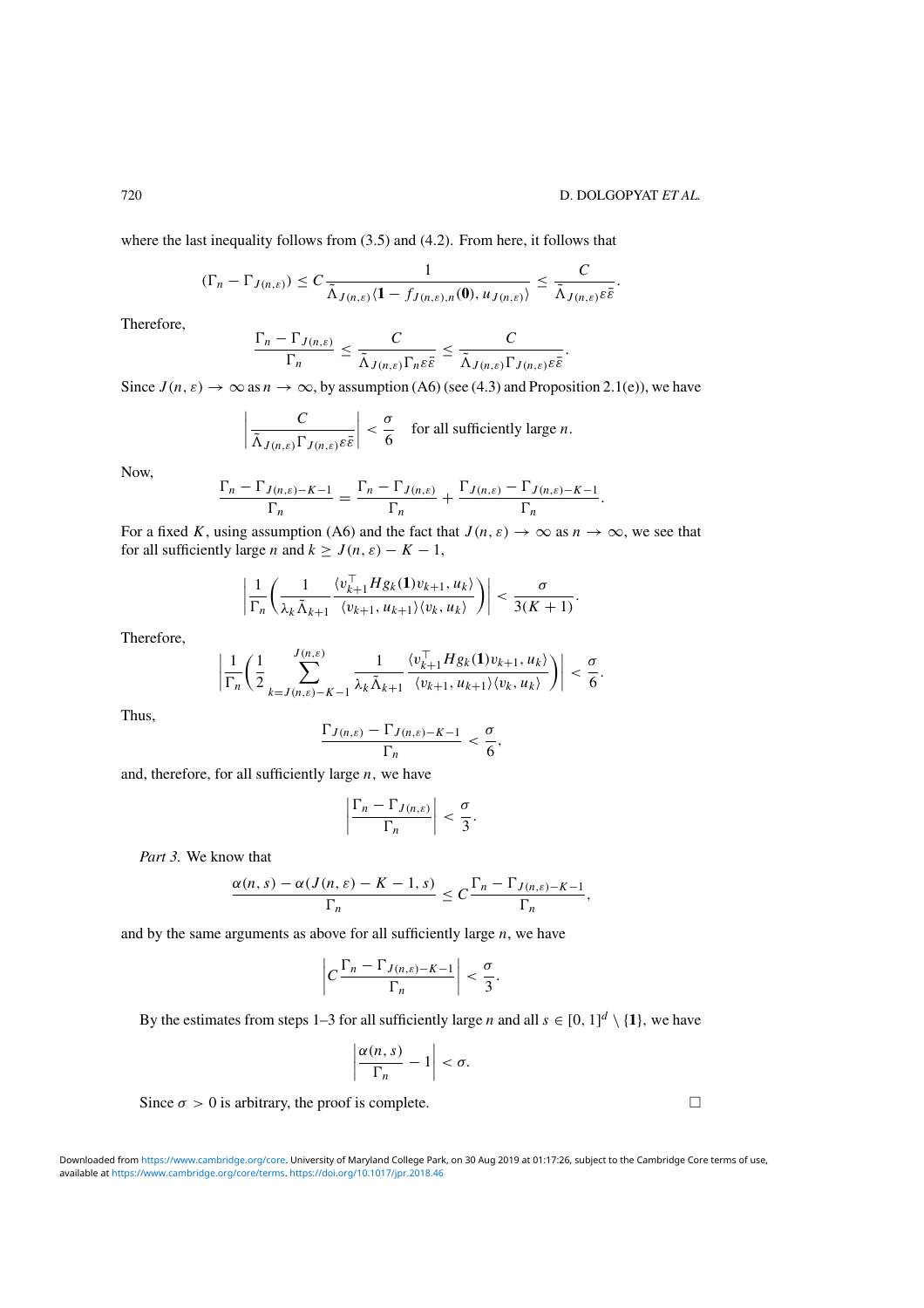where the last inequality follows from (3.5) and (4.2). From here, it follows that

$$(\Gamma_n - \Gamma_{J(n,\varepsilon)}) \le C \frac{1}{\tilde{\Lambda}_{J(n,\varepsilon)}\langle \mathbf{1} - f_{J(n,\varepsilon),n}(\mathbf{0}), u_{J(n,\varepsilon)}\rangle} \le \frac{C}{\tilde{\Lambda}_{J(n,\varepsilon)}\varepsilon\bar{\varepsilon}}.$$

Therefore,

$$\frac{\Gamma_n - \Gamma_{J(n,\varepsilon)}}{\Gamma_n} \le \frac{C}{\tilde{\Lambda}_{J(n,\varepsilon)}\Gamma_n\varepsilon\bar{\varepsilon}} \le \frac{C}{\tilde{\Lambda}_{J(n,\varepsilon)}\Gamma_{J(n,\varepsilon)}\varepsilon\bar{\varepsilon}}.$$

Since $J(n,\varepsilon) \to \infty$ as $n \to \infty$, by assumption (A6) (see (4.3) and Proposition 2.1(e)), we have

$$\left| \frac{C}{\tilde{\Lambda}_{J(n,\varepsilon)}\Gamma_{J(n,\varepsilon)}\varepsilon\bar{\varepsilon}} \right| < \frac{\sigma}{6} \quad \text{for all sufficiently large } n.$$

Now,

$$\frac{\Gamma_n - \Gamma_{J(n,\varepsilon)-K-1}}{\Gamma_n} = \frac{\Gamma_n - \Gamma_{J(n,\varepsilon)}}{\Gamma_n} + \frac{\Gamma_{J(n,\varepsilon)} - \Gamma_{J(n,\varepsilon)-K-1}}{\Gamma_n}.$$

For a fixed $K$, using assumption (A6) and the fact that $J(n,\varepsilon) \to \infty$ as $n \to \infty$, we see that for all sufficiently large $n$ and $k \ge J(n,\varepsilon) - K - 1$,

$$\left| \frac{1}{\Gamma_n}\left( \frac{1}{\lambda_k \tilde{\Lambda}_{k+1}} \frac{\langle v_{k+1}^\top H g_k(\mathbf{1}) v_{k+1}, u_k\rangle}{\langle v_{k+1}, u_{k+1}\rangle\langle v_k, u_k\rangle} \right) \right| < \frac{\sigma}{3(K+1)}.$$

Therefore,

$$\left| \frac{1}{\Gamma_n}\left( \frac{1}{2} \sum_{k=J(n,\varepsilon)-K-1}^{J(n,\varepsilon)} \frac{1}{\lambda_k \tilde{\Lambda}_{k+1}} \frac{\langle v_{k+1}^\top H g_k(\mathbf{1}) v_{k+1}, u_k\rangle}{\langle v_{k+1}, u_{k+1}\rangle\langle v_k, u_k\rangle} \right) \right| < \frac{\sigma}{6}.$$

Thus,

$$\frac{\Gamma_{J(n,\varepsilon)} - \Gamma_{J(n,\varepsilon)-K-1}}{\Gamma_n} < \frac{\sigma}{6},$$

and, therefore, for all sufficiently large $n$, we have

$$\left| \frac{\Gamma_n - \Gamma_{J(n,\varepsilon)}}{\Gamma_n} \right| < \frac{\sigma}{3}.$$

*Part 3.* We know that

$$\frac{\alpha(n,s) - \alpha(J(n,\varepsilon) - K - 1, s)}{\Gamma_n} \le C \frac{\Gamma_n - \Gamma_{J(n,\varepsilon)-K-1}}{\Gamma_n},$$

and by the same arguments as above for all sufficiently large $n$, we have

$$\left| C \frac{\Gamma_n - \Gamma_{J(n,\varepsilon)-K-1}}{\Gamma_n} \right| < \frac{\sigma}{3}.$$

By the estimates from steps 1–3 for all sufficiently large $n$ and all $s \in [0,1]^d \setminus \{\mathbf{1}\}$, we have

$$\left| \frac{\alpha(n,s)}{\Gamma_n} - 1 \right| < \sigma.$$

Since $\sigma > 0$ is arbitrary, the proof is complete. □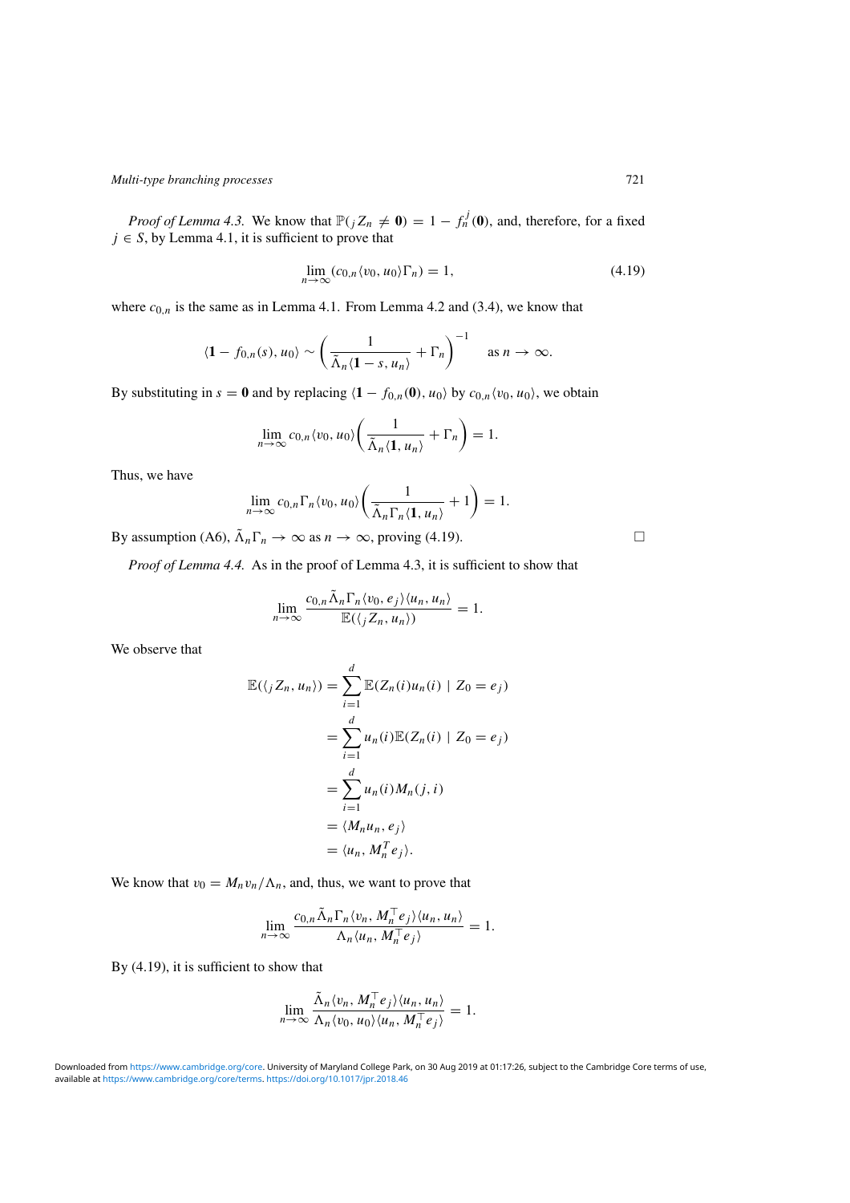*Proof of Lemma 4.3.* We know that $\mathbb{P}({}_jZ_n \neq \mathbf{0}) = 1 - f_n^j(\mathbf{0})$, and, therefore, for a fixed $j \in S$, by Lemma 4.1, it is sufficient to prove that

$$\lim_{n\to\infty}(c_{0,n}\langle v_0, u_0\rangle \Gamma_n) = 1, \tag{4.19}$$

where $c_{0,n}$ is the same as in Lemma 4.1. From Lemma 4.2 and (3.4), we know that

$$\langle \mathbf{1} - f_{0,n}(s), u_0\rangle \sim \bigg(\frac{1}{\tilde{\Lambda}_n\langle \mathbf{1} - s, u_n\rangle} + \Gamma_n\bigg)^{-1} \quad \text{as } n \to \infty.$$

By substituting in $s = \mathbf{0}$ and by replacing $\langle \mathbf{1} - f_{0,n}(\mathbf{0}), u_0\rangle$ by $c_{0,n}\langle v_0, u_0\rangle$, we obtain

$$\lim_{n\to\infty} c_{0,n}\langle v_0, u_0\rangle\bigg(\frac{1}{\tilde{\Lambda}_n\langle \mathbf{1}, u_n\rangle} + \Gamma_n\bigg) = 1.$$

Thus, we have

$$\lim_{n\to\infty} c_{0,n}\Gamma_n\langle v_0, u_0\rangle\bigg(\frac{1}{\tilde{\Lambda}_n\Gamma_n\langle \mathbf{1}, u_n\rangle} + 1\bigg) = 1.$$

By assumption (A6), $\tilde{\Lambda}_n\Gamma_n \to \infty$ as $n \to \infty$, proving (4.19). □

*Proof of Lemma 4.4.* As in the proof of Lemma 4.3, it is sufficient to show that

$$\lim_{n\to\infty} \frac{c_{0,n}\tilde{\Lambda}_n\Gamma_n\langle v_0, e_j\rangle\langle u_n, u_n\rangle}{\mathbb{E}(\langle {}_jZ_n, u_n\rangle)} = 1.$$

We observe that

$$\begin{aligned}
\mathbb{E}(\langle {}_jZ_n, u_n\rangle) &= \sum_{i=1}^{d} \mathbb{E}(Z_n(i)u_n(i) \mid Z_0 = e_j)\\
&= \sum_{i=1}^{d} u_n(i)\mathbb{E}(Z_n(i) \mid Z_0 = e_j)\\
&= \sum_{i=1}^{d} u_n(i)M_n(j, i)\\
&= \langle M_n u_n, e_j\rangle\\
&= \langle u_n, M_n^T e_j\rangle.
\end{aligned}$$

We know that $v_0 = M_n v_n/\Lambda_n$, and, thus, we want to prove that

$$\lim_{n\to\infty} \frac{c_{0,n}\tilde{\Lambda}_n\Gamma_n\langle v_n, M_n^\top e_j\rangle\langle u_n, u_n\rangle}{\Lambda_n\langle u_n, M_n^\top e_j\rangle} = 1.$$

By (4.19), it is sufficient to show that

$$\lim_{n\to\infty} \frac{\tilde{\Lambda}_n\langle v_n, M_n^\top e_j\rangle\langle u_n, u_n\rangle}{\Lambda_n\langle v_0, u_0\rangle\langle u_n, M_n^\top e_j\rangle} = 1.$$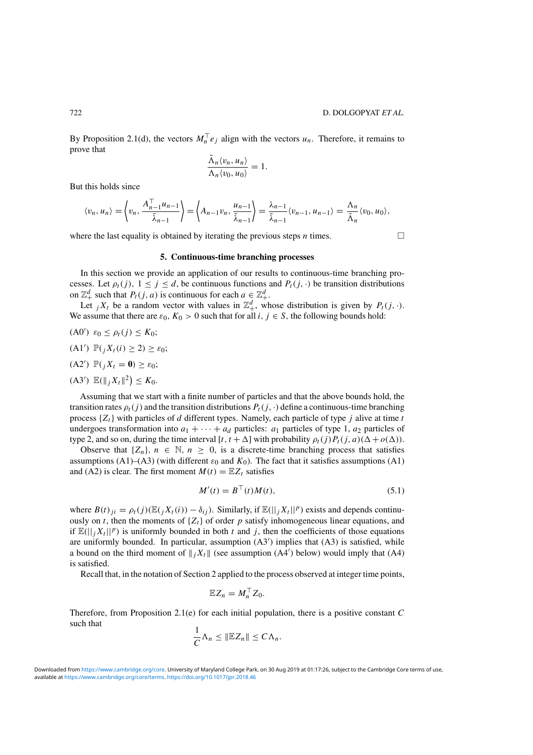By Proposition 2.1(d), the vectors $M_n^\top e_j$ align with the vectors $u_n$. Therefore, it remains to prove that

$$\frac{\tilde{\Lambda}_n \langle v_n, u_n \rangle}{\Lambda_n \langle v_0, u_0 \rangle} = 1.$$

But this holds since

$$\langle v_n, u_n \rangle = \left\langle v_n, \frac{A_{n-1}^\top u_{n-1}}{\tilde{\lambda}_{n-1}} \right\rangle = \left\langle A_{n-1} v_n, \frac{u_{n-1}}{\tilde{\lambda}_{n-1}} \right\rangle = \frac{\lambda_{n-1}}{\tilde{\lambda}_{n-1}} \langle v_{n-1}, u_{n-1} \rangle = \frac{\Lambda_n}{\tilde{\Lambda}_n} \langle v_0, u_0 \rangle,$$

where the last equality is obtained by iterating the previous steps $n$ times. □

## 5. Continuous-time branching processes

In this section we provide an application of our results to continuous-time branching processes. Let $\rho_t(j)$, $1 \le j \le d$, be continuous functions and $P_t(j, \cdot)$ be transition distributions on $\mathbb{Z}_+^d$ such that $P_t(j, a)$ is continuous for each $a \in \mathbb{Z}_+^d$.

Let ${}_jX_t$ be a random vector with values in $\mathbb{Z}_+^d$, whose distribution is given by $P_t(j, \cdot)$. We assume that there are $\varepsilon_0, K_0 > 0$ such that for all $i, j \in S$, the following bounds hold:

(A0′) $\varepsilon_0 \le \rho_t(j) \le K_0$;

(A1′) $\mathbb{P}({}_jX_t(i) \ge 2) \ge \varepsilon_0$;

(A2′) $\mathbb{P}({}_jX_t = \mathbf{0}) \ge \varepsilon_0$;

(A3′) $\mathbb{E}(\|{}_jX_t\|^2) \le K_0$.

Assuming that we start with a finite number of particles and that the above bounds hold, the transition rates $\rho_t(j)$ and the transition distributions $P_t(j, \cdot)$ define a continuous-time branching process $\{Z_t\}$ with particles of $d$ different types. Namely, each particle of type $j$ alive at time $t$ undergoes transformation into $a_1 + \cdots + a_d$ particles: $a_1$ particles of type 1, $a_2$ particles of type 2, and so on, during the time interval $[t, t + \Delta]$ with probability $\rho_t(j) P_t(j, a)(\Delta + o(\Delta))$.

Observe that $\{Z_n\}$, $n \in \mathbb{N}$, $n \ge 0$, is a discrete-time branching process that satisfies assumptions (A1)–(A3) (with different $\varepsilon_0$ and $K_0$). The fact that it satisfies assumptions (A1) and (A2) is clear. The first moment $M(t) = \mathbb{E} Z_t$ satisfies

$$M'(t) = B^\top(t) M(t), \tag{5.1}$$

where $B(t)_{ji} = \rho_t(j)(\mathbb{E}({}_jX_t(i)) - \delta_{ij})$. Similarly, if $\mathbb{E}(||{}_jX_t||^p)$ exists and depends continuously on $t$, then the moments of $\{Z_t\}$ of order $p$ satisfy inhomogeneous linear equations, and if $\mathbb{E}(||{}_jX_t||^p)$ is uniformly bounded in both $t$ and $j$, then the coefficients of those equations are uniformly bounded. In particular, assumption (A3′) implies that (A3) is satisfied, while a bound on the third moment of $\|{}_jX_t\|$ (see assumption (A4′) below) would imply that (A4) is satisfied.

Recall that, in the notation of Section 2 applied to the process observed at integer time points,

$$\mathbb{E} Z_n = M_n^\top Z_0.$$

Therefore, from Proposition 2.1(e) for each initial population, there is a positive constant $C$ such that

$$\frac{1}{C} \Lambda_n \le \|\mathbb{E} Z_n\| \le C \Lambda_n.$$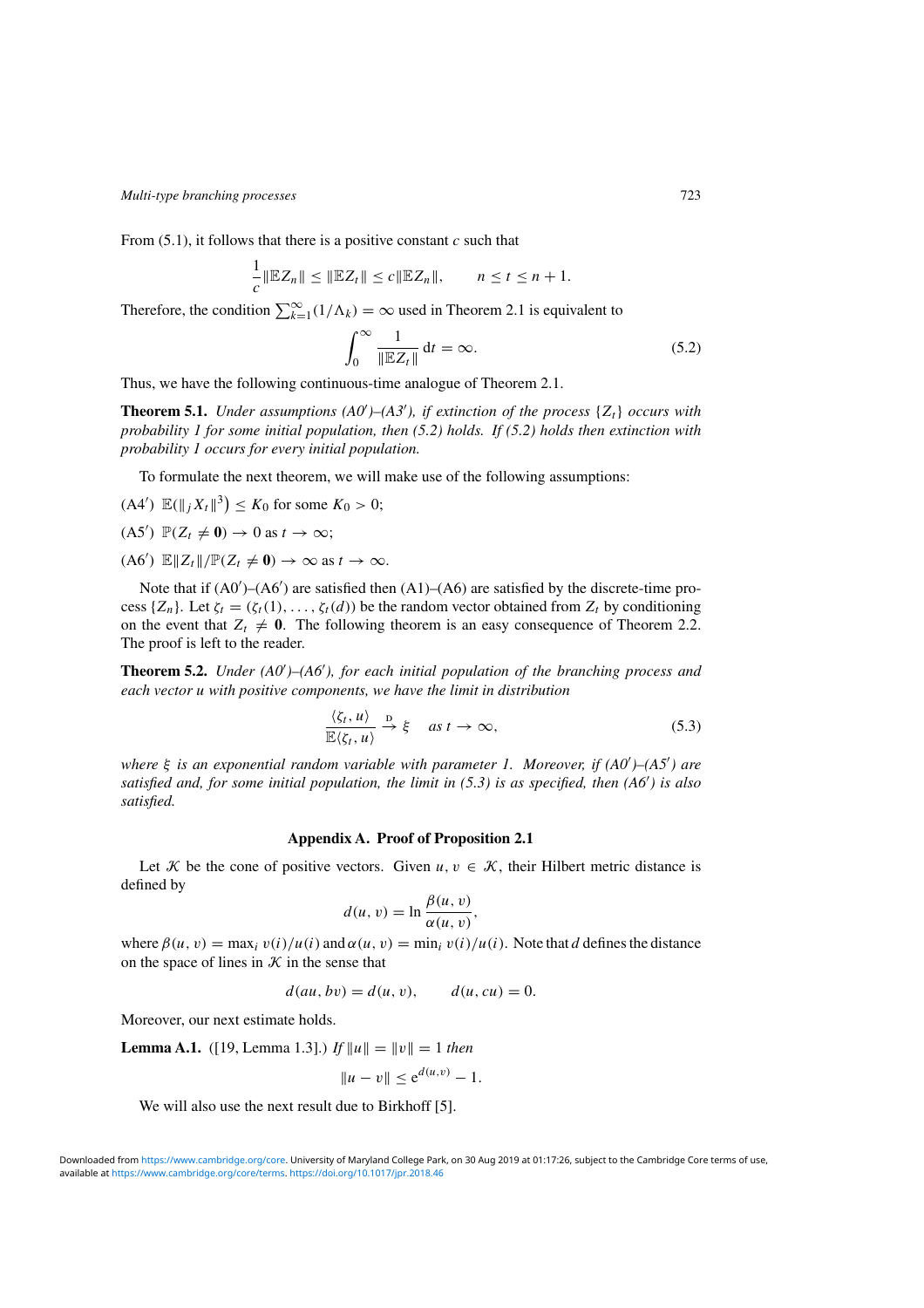From (5.1), it follows that there is a positive constant $c$ such that

$$\frac{1}{c}\|\mathbb{E}Z_n\| \le \|\mathbb{E}Z_t\| \le c\|\mathbb{E}Z_n\|, \qquad n \le t \le n+1.$$

Therefore, the condition $\sum_{k=1}^{\infty}(1/\Lambda_k) = \infty$ used in Theorem 2.1 is equivalent to

$$\int_0^{\infty} \frac{1}{\|\mathbb{E}Z_t\|}\,\mathrm{d}t = \infty. \tag{5.2}$$

Thus, we have the following continuous-time analogue of Theorem 2.1.

**Theorem 5.1.** *Under assumptions (A0′)–(A3′), if extinction of the process $\{Z_t\}$ occurs with probability 1 for some initial population, then (5.2) holds. If (5.2) holds then extinction with probability 1 occurs for every initial population.*

To formulate the next theorem, we will make use of the following assumptions:

(A4′) $\mathbb{E}(\|_j X_t\|^3) \le K_0$ for some $K_0 > 0$;

(A5′) $\mathbb{P}(Z_t \ne \mathbf{0}) \to 0$ as $t \to \infty$;

(A6′) $\mathbb{E}\|Z_t\|/\mathbb{P}(Z_t \ne \mathbf{0}) \to \infty$ as $t \to \infty$.

Note that if (A0′)–(A6′) are satisfied then (A1)–(A6) are satisfied by the discrete-time process $\{Z_n\}$. Let $\zeta_t = (\zeta_t(1), \dots, \zeta_t(d))$ be the random vector obtained from $Z_t$ by conditioning on the event that $Z_t \ne \mathbf{0}$. The following theorem is an easy consequence of Theorem 2.2. The proof is left to the reader.

**Theorem 5.2.** *Under (A0′)–(A6′), for each initial population of the branching process and each vector $u$ with positive components, we have the limit in distribution*

$$\frac{\langle \zeta_t, u\rangle}{\mathbb{E}\langle \zeta_t, u\rangle} \xrightarrow{\text{D}} \xi \quad \text{as } t \to \infty, \tag{5.3}$$

*where $\xi$ is an exponential random variable with parameter 1. Moreover, if (A0′)–(A5′) are satisfied and, for some initial population, the limit in (5.3) is as specified, then (A6′) is also satisfied.*

## Appendix A. Proof of Proposition 2.1

Let $\mathcal{K}$ be the cone of positive vectors. Given $u, v \in \mathcal{K}$, their Hilbert metric distance is defined by

$$d(u, v) = \ln \frac{\beta(u, v)}{\alpha(u, v)},$$

where $\beta(u, v) = \max_i v(i)/u(i)$ and $\alpha(u, v) = \min_i v(i)/u(i)$. Note that $d$ defines the distance on the space of lines in $\mathcal{K}$ in the sense that

$$d(au, bv) = d(u, v), \qquad d(u, cu) = 0.$$

Moreover, our next estimate holds.

**Lemma A.1.** ([19, Lemma 1.3].) *If $\|u\| = \|v\| = 1$ then*

$$\|u - v\| \le \mathrm{e}^{d(u,v)} - 1.$$

We will also use the next result due to Birkhoff [5].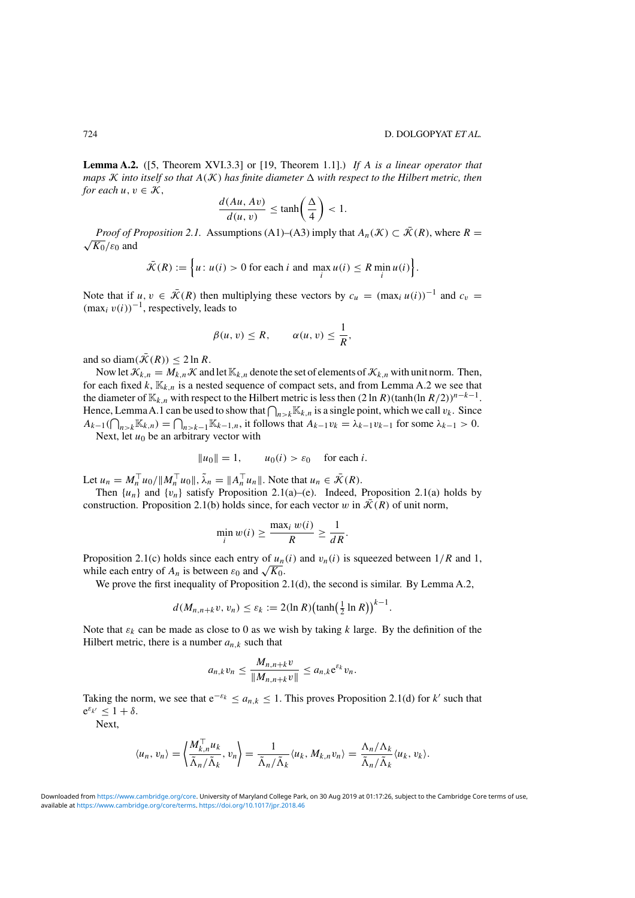**Lemma A.2.** ([5, Theorem XVI.3.3] or [19, Theorem 1.1].) *If $A$ is a linear operator that maps $\mathcal{K}$ into itself so that $A(\mathcal{K})$ has finite diameter $\Delta$ with respect to the Hilbert metric, then for each $u, v \in \mathcal{K}$,*

$$\frac{d(Au, Av)}{d(u, v)} \leq \tanh\left(\frac{\Delta}{4}\right) < 1.$$

*Proof of Proposition 2.1.* Assumptions (A1)–(A3) imply that $A_n(\mathcal{K}) \subset \bar{\mathcal{K}}(R)$, where $R = \sqrt{K_0}/\varepsilon_0$ and

$$\bar{\mathcal{K}}(R) := \Big\{u \colon u(i) > 0 \text{ for each } i \text{ and } \max_i u(i) \leq R \min_i u(i)\Big\}.$$

Note that if $u, v \in \bar{\mathcal{K}}(R)$ then multiplying these vectors by $c_u = (\max_i u(i))^{-1}$ and $c_v = (\max_i v(i))^{-1}$, respectively, leads to

$$\beta(u, v) \leq R, \qquad \alpha(u, v) \leq \frac{1}{R},$$

and so $\operatorname{diam}(\bar{\mathcal{K}}(R)) \leq 2 \ln R$.

Now let $\mathcal{K}_{k,n} = M_{k,n}\mathcal{K}$ and let $\mathbb{K}_{k,n}$ denote the set of elements of $\mathcal{K}_{k,n}$ with unit norm. Then, for each fixed $k$, $\mathbb{K}_{k,n}$ is a nested sequence of compact sets, and from Lemma A.2 we see that the diameter of $\mathbb{K}_{k,n}$ with respect to the Hilbert metric is less then $(2 \ln R)(\tanh(\ln R/2))^{n-k-1}$. Hence, Lemma A.1 can be used to show that $\bigcap_{n>k} \mathbb{K}_{k,n}$ is a single point, which we call $v_k$. Since $A_{k-1}(\bigcap_{n>k} \mathbb{K}_{k,n}) = \bigcap_{n>k-1} \mathbb{K}_{k-1,n}$, it follows that $A_{k-1}v_k = \lambda_{k-1}v_{k-1}$ for some $\lambda_{k-1} > 0$.

Next, let $u_0$ be an arbitrary vector with

$$\|u_0\| = 1, \qquad u_0(i) > \varepsilon_0 \quad \text{for each } i.$$

Let $u_n = M_n^\top u_0 / \|M_n^\top u_0\|$, $\tilde{\lambda}_n = \|A_n^\top u_n\|$. Note that $u_n \in \bar{\mathcal{K}}(R)$.

Then $\{u_n\}$ and $\{v_n\}$ satisfy Proposition 2.1(a)–(e). Indeed, Proposition 2.1(a) holds by construction. Proposition 2.1(b) holds since, for each vector $w$ in $\bar{\mathcal{K}}(R)$ of unit norm,

$$\min_i w(i) \geq \frac{\max_i w(i)}{R} \geq \frac{1}{dR}.$$

Proposition 2.1(c) holds since each entry of $u_n(i)$ and $v_n(i)$ is squeezed between $1/R$ and 1, while each entry of $A_n$ is between $\varepsilon_0$ and $\sqrt{K_0}$.

We prove the first inequality of Proposition 2.1(d), the second is similar. By Lemma A.2,

$$d(M_{n,n+k}v, v_n) \leq \varepsilon_k := 2(\ln R)\big(\tanh\big(\tfrac{1}{2}\ln R\big)\big)^{k-1}.$$

Note that $\varepsilon_k$ can be made as close to 0 as we wish by taking $k$ large. By the definition of the Hilbert metric, there is a number $a_{n,k}$ such that

$$a_{n,k} v_n \leq \frac{M_{n,n+k}v}{\|M_{n,n+k}v\|} \leq a_{n,k} \mathrm{e}^{\varepsilon_k} v_n.$$

Taking the norm, we see that $\mathrm{e}^{-\varepsilon_k} \leq a_{n,k} \leq 1$. This proves Proposition 2.1(d) for $k'$ such that $\mathrm{e}^{\varepsilon_{k'}} \leq 1 + \delta$.

Next,

$$\langle u_n, v_n\rangle = \left\langle \frac{M_{k,n}^\top u_k}{\tilde{\Lambda}_n/\tilde{\Lambda}_k}, v_n \right\rangle = \frac{1}{\tilde{\Lambda}_n/\tilde{\Lambda}_k}\langle u_k, M_{k,n}v_n\rangle = \frac{\Lambda_n/\Lambda_k}{\tilde{\Lambda}_n/\tilde{\Lambda}_k}\langle u_k, v_k\rangle.$$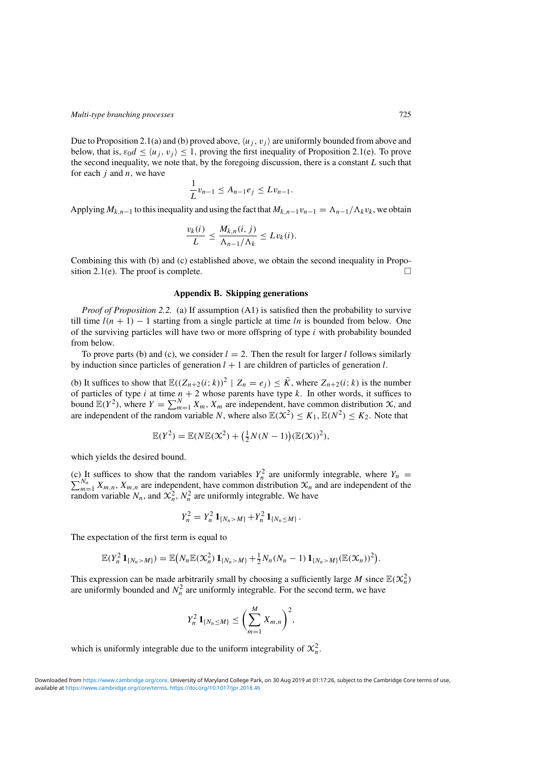Due to Proposition 2.1(a) and (b) proved above, $\langle u_j, v_j\rangle$ are uniformly bounded from above and below, that is, $\varepsilon_0 d \le \langle u_j, v_j\rangle \le 1$, proving the first inequality of Proposition 2.1(e). To prove the second inequality, we note that, by the foregoing discussion, there is a constant $L$ such that for each $j$ and $n$, we have

$$\frac{1}{L} v_{n-1} \le A_{n-1} e_j \le L v_{n-1}.$$

Applying $M_{k,n-1}$ to this inequality and using the fact that $M_{k,n-1} v_{n-1} = \Lambda_{n-1}/\Lambda_k v_k$, we obtain

$$\frac{v_k(i)}{L} \le \frac{M_{k,n}(i,j)}{\Lambda_{n-1}/\Lambda_k} \le L v_k(i).$$

Combining this with (b) and (c) established above, we obtain the second inequality in Proposition 2.1(e). The proof is complete. □

## Appendix B. Skipping generations

*Proof of Proposition 2.2.* (a) If assumption (A1) is satisfied then the probability to survive till time $l(n+1)-1$ starting from a single particle at time $ln$ is bounded from below. One of the surviving particles will have two or more offspring of type $i$ with probability bounded from below.

To prove parts (b) and (c), we consider $l = 2$. Then the result for larger $l$ follows similarly by induction since particles of generation $l+1$ are children of particles of generation $l$.

(b) It suffices to show that $\mathbb{E}((Z_{n+2}(i;k))^2 \mid Z_n = e_j) \le \bar{K}$, where $Z_{n+2}(i;k)$ is the number of particles of type $i$ at time $n+2$ whose parents have type $k$. In other words, it suffices to bound $\mathbb{E}(Y^2)$, where $Y = \sum_{m=1}^{N} X_m$, $X_m$ are independent, have common distribution $\mathcal{X}$, and are independent of the random variable $N$, where also $\mathbb{E}(\mathcal{X}^2) \le K_1$, $\mathbb{E}(N^2) \le K_2$. Note that

$$\mathbb{E}(Y^2) = \mathbb{E}(N\mathbb{E}(\mathcal{X}^2) + \big(\tfrac{1}{2}N(N-1)\big)(\mathbb{E}(\mathcal{X}))^2),$$

which yields the desired bound.

(c) It suffices to show that the random variables $Y_n^2$ are uniformly integrable, where $Y_n = \sum_{m=1}^{N_n} X_{m,n}$, $X_{m,n}$ are independent, have common distribution $\mathcal{X}_n$ and are independent of the random variable $N_n$, and $\mathcal{X}_n^2$, $N_n^2$ are uniformly integrable. We have

$$Y_n^2 = Y_n^2\,\mathbf{1}_{\{N_n > M\}} + Y_n^2\,\mathbf{1}_{\{N_n \le M\}}.$$

The expectation of the first term is equal to

$$\mathbb{E}(Y_n^2\,\mathbf{1}_{\{N_n>M\}}) = \mathbb{E}\big(N_n\mathbb{E}(\mathcal{X}_n^2)\,\mathbf{1}_{\{N_n>M\}} + \tfrac{1}{2}N_n(N_n-1)\,\mathbf{1}_{\{N_n>M\}}(\mathbb{E}(\mathcal{X}_n))^2\big).$$

This expression can be made arbitrarily small by choosing a sufficiently large $M$ since $\mathbb{E}(\mathcal{X}_n^2)$ are uniformly bounded and $N_n^2$ are uniformly integrable. For the second term, we have

$$Y_n^2\,\mathbf{1}_{\{N_n \le M\}} \le \left(\sum_{m=1}^{M} X_{m,n}\right)^2,$$

which is uniformly integrable due to the uniform integrability of $\mathcal{X}_n^2$.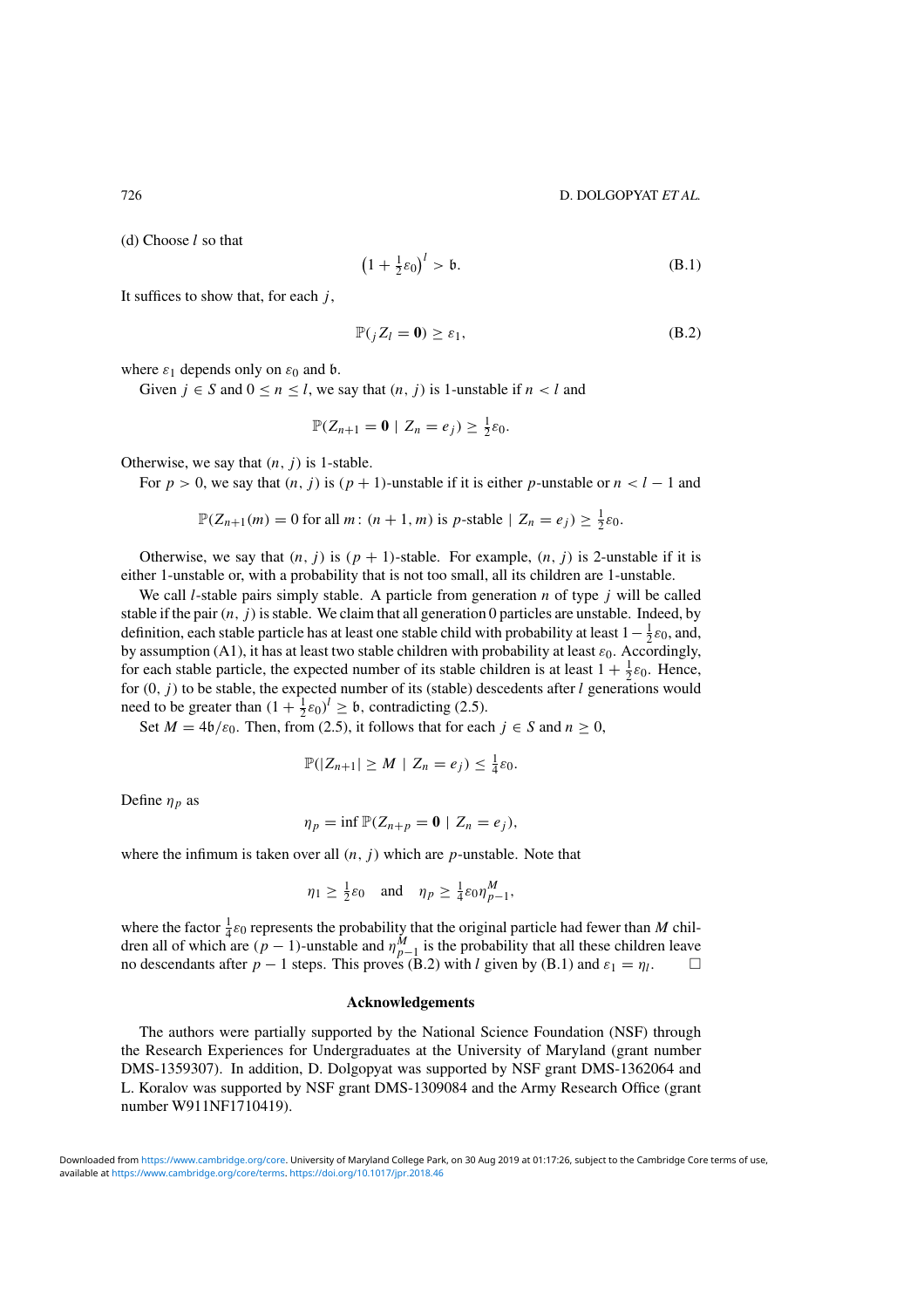(d) Choose $l$ so that

$$\left(1 + \tfrac{1}{2}\varepsilon_0\right)^l > \mathfrak{b}. \tag{B.1}$$

It suffices to show that, for each $j$,

$$\mathbb{P}({}_jZ_l = \mathbf{0}) \geq \varepsilon_1, \tag{B.2}$$

where $\varepsilon_1$ depends only on $\varepsilon_0$ and $\mathfrak{b}$.

Given $j \in S$ and $0 \leq n \leq l$, we say that $(n, j)$ is 1-unstable if $n < l$ and

$$\mathbb{P}(Z_{n+1} = \mathbf{0} \mid Z_n = e_j) \geq \tfrac{1}{2}\varepsilon_0.$$

Otherwise, we say that $(n, j)$ is 1-stable.

For $p > 0$, we say that $(n, j)$ is $(p+1)$-unstable if it is either $p$-unstable or $n < l - 1$ and

$$\mathbb{P}(Z_{n+1}(m) = 0 \text{ for all } m\colon (n+1, m) \text{ is } p\text{-stable} \mid Z_n = e_j) \geq \tfrac{1}{2}\varepsilon_0.$$

Otherwise, we say that $(n, j)$ is $(p+1)$-stable. For example, $(n, j)$ is 2-unstable if it is either 1-unstable or, with a probability that is not too small, all its children are 1-unstable.

We call $l$-stable pairs simply stable. A particle from generation $n$ of type $j$ will be called stable if the pair $(n, j)$ is stable. We claim that all generation 0 particles are unstable. Indeed, by definition, each stable particle has at least one stable child with probability at least $1 - \frac{1}{2}\varepsilon_0$, and, by assumption (A1), it has at least two stable children with probability at least $\varepsilon_0$. Accordingly, for each stable particle, the expected number of its stable children is at least $1 + \frac{1}{2}\varepsilon_0$. Hence, for $(0, j)$ to be stable, the expected number of its (stable) descendents after $l$ generations would need to be greater than $(1 + \frac{1}{2}\varepsilon_0)^l \geq \mathfrak{b}$, contradicting (2.5).

Set $M = 4\mathfrak{b}/\varepsilon_0$. Then, from (2.5), it follows that for each $j \in S$ and $n \geq 0$,

$$\mathbb{P}(|Z_{n+1}| \geq M \mid Z_n = e_j) \leq \tfrac{1}{4}\varepsilon_0.$$

Define $\eta_p$ as

$$\eta_p = \inf \mathbb{P}(Z_{n+p} = \mathbf{0} \mid Z_n = e_j),$$

where the infimum is taken over all $(n, j)$ which are $p$-unstable. Note that

$$\eta_1 \geq \tfrac{1}{2}\varepsilon_0 \quad \text{and} \quad \eta_p \geq \tfrac{1}{4}\varepsilon_0 \eta_{p-1}^M,$$

where the factor $\frac{1}{4}\varepsilon_0$ represents the probability that the original particle had fewer than $M$ children all of which are $(p-1)$-unstable and $\eta_{p-1}^M$ is the probability that all these children leave no descendants after $p - 1$ steps. This proves (B.2) with $l$ given by (B.1) and $\varepsilon_1 = \eta_l$. $\square$

## Acknowledgements

The authors were partially supported by the National Science Foundation (NSF) through the Research Experiences for Undergraduates at the University of Maryland (grant number DMS-1359307). In addition, D. Dolgopyat was supported by NSF grant DMS-1362064 and L. Koralov was supported by NSF grant DMS-1309084 and the Army Research Office (grant number W911NF1710419).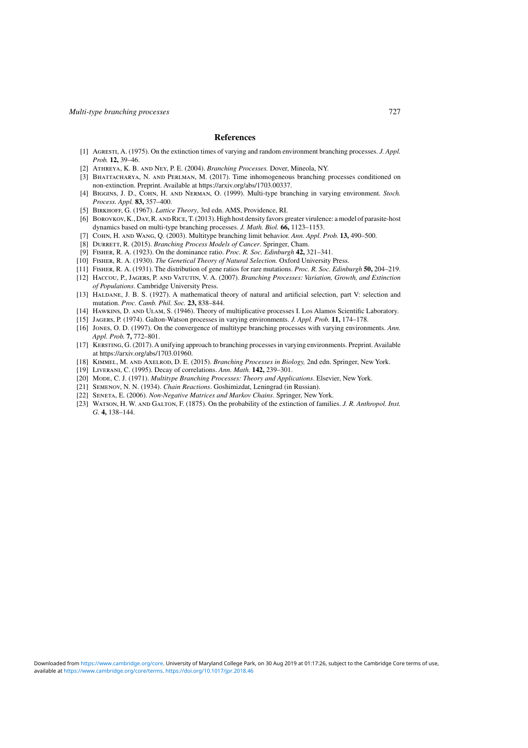## References

[1] Agresti, A. (1975). On the extinction times of varying and random environment branching processes. *J. Appl. Prob.* **12,** 39–46.

[2] Athreya, K. B. and Ney, P. E. (2004). *Branching Processes.* Dover, Mineola, NY.

[3] Bhattacharya, N. and Perlman, M. (2017). Time inhomogeneous branching processes conditioned on non-extinction. Preprint. Available at https://arxiv.org/abs/1703.00337.

[4] Biggins, J. D., Cohn, H. and Nerman, O. (1999). Multi-type branching in varying environment. *Stoch. Process. Appl.* **83,** 357–400.

[5] Birkhoff, G. (1967). *Lattice Theory*, 3rd edn. AMS, Providence, RI.

[6] Borovkov, K., Day, R. and Rice, T. (2013). High host density favors greater virulence: a model of parasite-host dynamics based on multi-type branching processes. *J. Math. Biol.* **66,** 1123–1153.

[7] Cohn, H. and Wang, Q. (2003). Multitype branching limit behavior. *Ann. Appl. Prob.* **13,** 490–500.

[8] Durrett, R. (2015). *Branching Process Models of Cancer*. Springer, Cham.

[9] Fisher, R. A. (1923). On the dominance ratio. *Proc. R. Soc. Edinburgh* **42,** 321–341.

[10] Fisher, R. A. (1930). *The Genetical Theory of Natural Selection.* Oxford University Press.

[11] Fisher, R. A. (1931). The distribution of gene ratios for rare mutations. *Proc. R. Soc. Edinburgh* **50,** 204–219.

[12] Haccou, P., Jagers, P. and Vatutin, V. A. (2007). *Branching Processes: Variation, Growth, and Extinction of Populations*. Cambridge University Press.

[13] Haldane, J. B. S. (1927). A mathematical theory of natural and artificial selection, part V: selection and mutation. *Proc. Camb. Phil. Soc.* **23,** 838–844.

[14] Hawkins, D. and Ulam, S. (1946). Theory of multiplicative processes I. Los Alamos Scientific Laboratory.

[15] Jagers, P. (1974). Galton-Watson processes in varying environments. *J. Appl. Prob.* **11,** 174–178.

[16] Jones, O. D. (1997). On the convergence of multitype branching processes with varying environments. *Ann. Appl. Prob.* **7,** 772–801.

[17] Kersting, G. (2017). A unifying approach to branching processes in varying environments. Preprint. Available at https://arxiv.org/abs/1703.01960.

[18] Kimmel, M. and Axelrod, D. E. (2015). *Branching Processes in Biology,* 2nd edn. Springer, New York.

[19] Liverani, C. (1995). Decay of correlations. *Ann. Math.* **142,** 239–301.

[20] Mode, C. J. (1971). *Multitype Branching Processes: Theory and Applications*. Elsevier, New York.

[21] Semenov, N. N. (1934). *Chain Reactions*. Goshimizdat, Leningrad (in Russian).

[22] Seneta, E. (2006). *Non-Negative Matrices and Markov Chains*. Springer, New York.

[23] Watson, H. W. and Galton, F. (1875). On the probability of the extinction of families. *J. R. Anthropol. Inst. G.* **4,** 138–144.